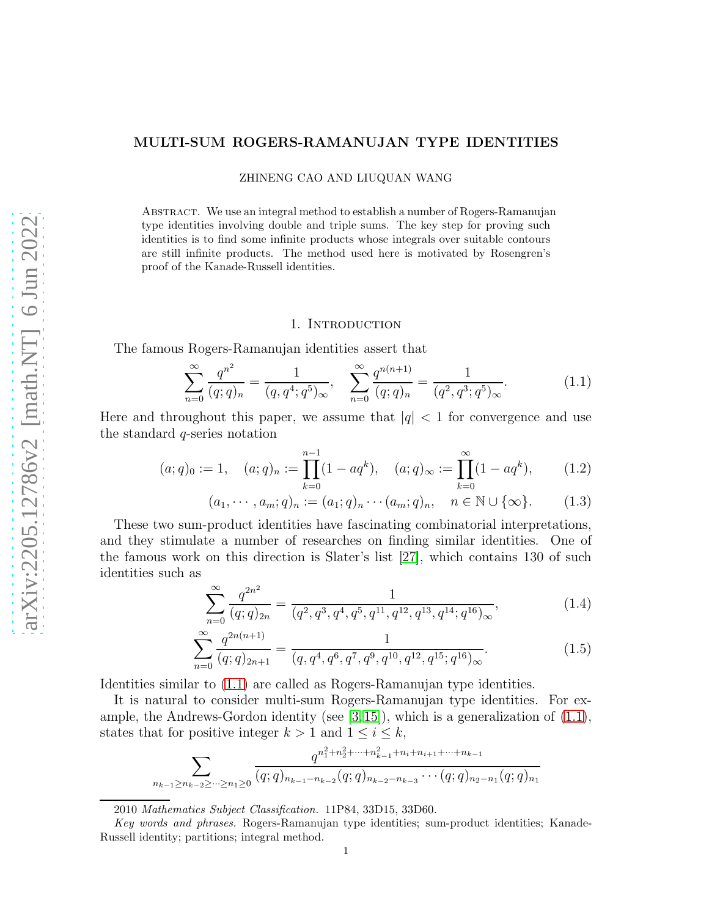# MULTI-SUM ROGERS-RAMANUJAN TYPE IDENTITIES

ZHINENG CAO AND LIUQUAN WANG

ABSTRACT. We use an integral method to establish a number of Rogers-Ramanujan type identities involving double and triple sums. The key step for proving such identities is to find some infinite products whose integrals over suitable contours are still infinite products. The method used here is motivated by Rosengren's proof of the Kanade-Russell identities.

## 1. Introduction

The famous Rogers-Ramanujan identities assert that

$$\sum_{n=0}^{\infty}\frac{q^{n^2}}{(q;q)_n}=\frac{1}{(q,q^4;q^5)_\infty},\quad \sum_{n=0}^{\infty}\frac{q^{n(n+1)}}{(q;q)_n}=\frac{1}{(q^2,q^3;q^5)_\infty}. \tag{1.1}$$

Here and throughout this paper, we assume that $|q|<1$ for convergence and use the standard $q$-series notation

$$(a;q)_0:=1,\quad (a;q)_n:=\prod_{k=0}^{n-1}(1-aq^k),\quad (a;q)_\infty:=\prod_{k=0}^{\infty}(1-aq^k), \tag{1.2}$$

$$(a_1,\cdots,a_m;q)_n:=(a_1;q)_n\cdots(a_m;q)_n,\quad n\in\mathbb{N}\cup\{\infty\}. \tag{1.3}$$

These two sum-product identities have fascinating combinatorial interpretations, and they stimulate a number of researches on finding similar identities. One of the famous work on this direction is Slater's list [27], which contains 130 of such identities such as

$$\sum_{n=0}^{\infty}\frac{q^{2n^2}}{(q;q)_{2n}}=\frac{1}{(q^2,q^3,q^4,q^5,q^{11},q^{12},q^{13},q^{14};q^{16})_\infty}, \tag{1.4}$$

$$\sum_{n=0}^{\infty}\frac{q^{2n(n+1)}}{(q;q)_{2n+1}}=\frac{1}{(q,q^4,q^6,q^7,q^9,q^{10},q^{12},q^{15};q^{16})_\infty}. \tag{1.5}$$

Identities similar to (1.1) are called as Rogers-Ramanujan type identities.

It is natural to consider multi-sum Rogers-Ramanujan type identities. For example, the Andrews-Gordon identity (see [3,15]), which is a generalization of (1.1), states that for positive integer $k>1$ and $1\le i\le k$,

$$\sum_{n_{k-1}\ge n_{k-2}\ge\cdots\ge n_1\ge 0}\frac{q^{n_1^2+n_2^2+\cdots+n_{k-1}^2+n_i+n_{i+1}+\cdots+n_{k-1}}}{(q;q)_{n_{k-1}-n_{k-2}}(q;q)_{n_{k-2}-n_{k-3}}\cdots(q;q)_{n_2-n_1}(q;q)_{n_1}}$$

---

2010 *Mathematics Subject Classification.* 11P84, 33D15, 33D60.

*Key words and phrases.* Rogers-Ramanujan type identities; sum-product identities; Kanade-Russell identity; partitions; integral method.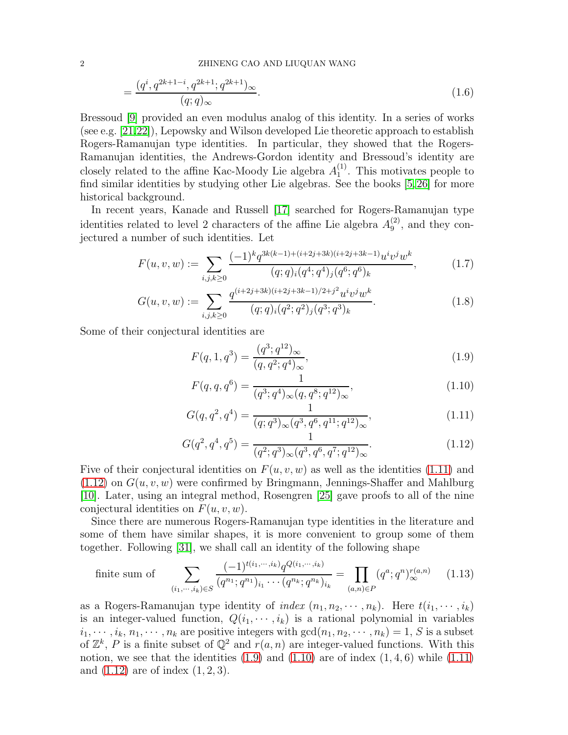$$
= \frac{(q^i, q^{2k+1-i}, q^{2k+1}; q^{2k+1})_\infty}{(q;q)_\infty}. \tag{1.6}
$$

Bressoud [9] provided an even modulus analog of this identity. In a series of works (see e.g. [21,22]), Lepowsky and Wilson developed Lie theoretic approach to establish Rogers-Ramanujan type identities. In particular, they showed that the Rogers-Ramanujan identities, the Andrews-Gordon identity and Bressoud's identity are closely related to the affine Kac-Moody Lie algebra $A_1^{(1)}$. This motivates people to find similar identities by studying other Lie algebras. See the books [5,26] for more historical background.

In recent years, Kanade and Russell [17] searched for Rogers-Ramanujan type identities related to level 2 characters of the affine Lie algebra $A_9^{(2)}$, and they conjectured a number of such identities. Let

$$
F(u,v,w) := \sum_{i,j,k\geq 0} \frac{(-1)^k q^{3k(k-1)+(i+2j+3k)(i+2j+3k-1)} u^i v^j w^k}{(q;q)_i (q^4;q^4)_j (q^6;q^6)_k}, \tag{1.7}
$$

$$
G(u,v,w) := \sum_{i,j,k\geq 0} \frac{q^{(i+2j+3k)(i+2j+3k-1)/2+j^2} u^i v^j w^k}{(q;q)_i (q^2;q^2)_j (q^3;q^3)_k}. \tag{1.8}
$$

Some of their conjectural identities are

$$
F(q,1,q^3) = \frac{(q^3;q^{12})_\infty}{(q,q^2;q^4)_\infty}, \tag{1.9}
$$

$$
F(q,q,q^6) = \frac{1}{(q^3;q^4)_\infty (q,q^8;q^{12})_\infty}, \tag{1.10}
$$

$$
G(q,q^2,q^4) = \frac{1}{(q;q^3)_\infty (q^3,q^6,q^{11};q^{12})_\infty}, \tag{1.11}
$$

$$
G(q^2,q^4,q^5) = \frac{1}{(q^2;q^3)_\infty (q^3,q^6,q^7;q^{12})_\infty}. \tag{1.12}
$$

Five of their conjectural identities on $F(u,v,w)$ as well as the identities (1.11) and (1.12) on $G(u,v,w)$ were confirmed by Bringmann, Jennings-Shaffer and Mahlburg [10]. Later, using an integral method, Rosengren [25] gave proofs to all of the nine conjectural identities on $F(u,v,w)$.

Since there are numerous Rogers-Ramanujan type identities in the literature and some of them have similar shapes, it is more convenient to group some of them together. Following [31], we shall call an identity of the following shape

$$
\text{finite sum of} \quad \sum_{(i_1,\cdots,i_k)\in S} \frac{(-1)^{t(i_1,\cdots,i_k)} q^{Q(i_1,\cdots,i_k)}}{(q^{n_1};q^{n_1})_{i_1} \cdots (q^{n_k};q^{n_k})_{i_k}} = \prod_{(a,n)\in P} (q^a;q^n)_\infty^{r(a,n)} \tag{1.13}
$$

as a Rogers-Ramanujan type identity of *index* $(n_1,n_2,\cdots,n_k)$. Here $t(i_1,\cdots,i_k)$ is an integer-valued function, $Q(i_1,\cdots,i_k)$ is a rational polynomial in variables $i_1,\cdots,i_k$, $n_1,\cdots,n_k$ are positive integers with $\gcd(n_1,n_2,\cdots,n_k)=1$, $S$ is a subset of $\mathbb{Z}^k$, $P$ is a finite subset of $\mathbb{Q}^2$ and $r(a,n)$ are integer-valued functions. With this notion, we see that the identities (1.9) and (1.10) are of index $(1,4,6)$ while (1.11) and (1.12) are of index $(1,2,3)$.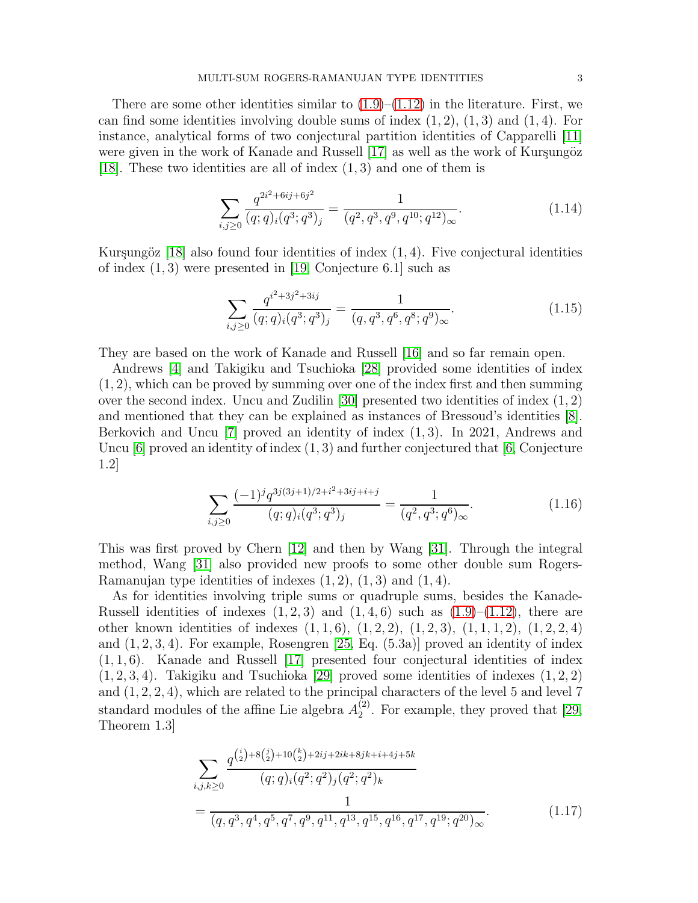There are some other identities similar to (1.9)–(1.12) in the literature. First, we can find some identities involving double sums of index $(1,2)$, $(1,3)$ and $(1,4)$. For instance, analytical forms of two conjectural partition identities of Capparelli [11] were given in the work of Kanade and Russell [17] as well as the work of Kurşungöz [18]. These two identities are all of index $(1,3)$ and one of them is

$$\sum_{i,j\geq 0}\frac{q^{2i^2+6ij+6j^2}}{(q;q)_i(q^3;q^3)_j}=\frac{1}{(q^2,q^3,q^9,q^{10};q^{12})_\infty}. \tag{1.14}$$

Kurşungöz [18] also found four identities of index $(1,4)$. Five conjectural identities of index $(1,3)$ were presented in [19, Conjecture 6.1] such as

$$\sum_{i,j\geq 0}\frac{q^{i^2+3j^2+3ij}}{(q;q)_i(q^3;q^3)_j}=\frac{1}{(q,q^3,q^6,q^8;q^9)_\infty}. \tag{1.15}$$

They are based on the work of Kanade and Russell [16] and so far remain open.

Andrews [4] and Takigiku and Tsuchioka [28] provided some identities of index $(1,2)$, which can be proved by summing over one of the index first and then summing over the second index. Uncu and Zudilin [30] presented two identities of index $(1,2)$ and mentioned that they can be explained as instances of Bressoud's identities [8]. Berkovich and Uncu [7] proved an identity of index $(1,3)$. In 2021, Andrews and Uncu [6] proved an identity of index $(1,3)$ and further conjectured that [6, Conjecture 1.2]

$$\sum_{i,j\geq 0}\frac{(-1)^jq^{3j(3j+1)/2+i^2+3ij+i+j}}{(q;q)_i(q^3;q^3)_j}=\frac{1}{(q^2,q^3;q^6)_\infty}. \tag{1.16}$$

This was first proved by Chern [12] and then by Wang [31]. Through the integral method, Wang [31] also provided new proofs to some other double sum Rogers-Ramanujan type identities of indexes $(1,2)$, $(1,3)$ and $(1,4)$.

As for identities involving triple sums or quadruple sums, besides the Kanade-Russell identities of indexes $(1,2,3)$ and $(1,4,6)$ such as (1.9)–(1.12), there are other known identities of indexes $(1,1,6)$, $(1,2,2)$, $(1,2,3)$, $(1,1,1,2)$, $(1,2,2,4)$ and $(1,2,3,4)$. For example, Rosengren [25, Eq. (5.3a)] proved an identity of index $(1,1,6)$. Kanade and Russell [17] presented four conjectural identities of index $(1,2,3,4)$. Takigiku and Tsuchioka [29] proved some identities of indexes $(1,2,2)$ and $(1,2,2,4)$, which are related to the principal characters of the level 5 and level 7 standard modules of the affine Lie algebra $A_2^{(2)}$. For example, they proved that [29, Theorem 1.3]

$$\begin{aligned}&\sum_{i,j,k\geq 0}\frac{q^{\binom{i}{2}+8\binom{j}{2}+10\binom{k}{2}+2ij+2ik+8jk+i+4j+5k}}{(q;q)_i(q^2;q^2)_j(q^2;q^2)_k}\\&=\frac{1}{(q,q^3,q^4,q^5,q^7,q^9,q^{11},q^{13},q^{15},q^{16},q^{17},q^{19};q^{20})_\infty}.\end{aligned} \tag{1.17}$$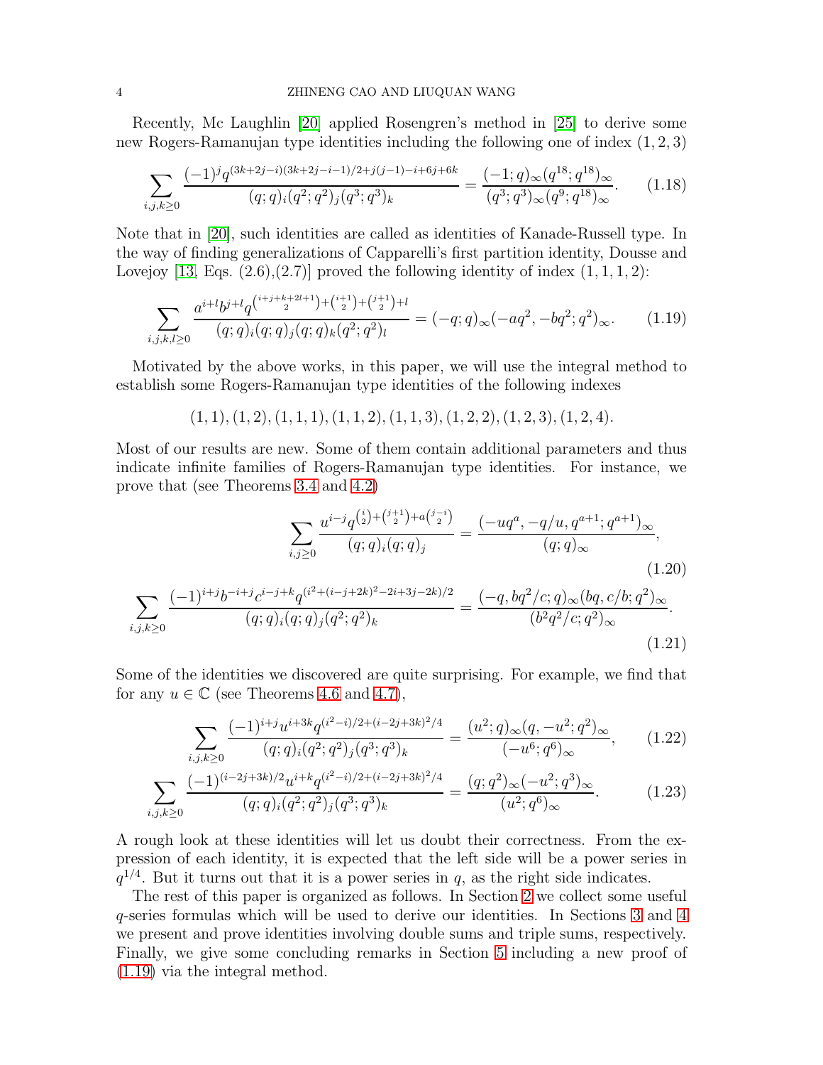Recently, Mc Laughlin [20] applied Rosengren's method in [25] to derive some new Rogers-Ramanujan type identities including the following one of index $(1,2,3)$

$$\sum_{i,j,k\geq 0} \frac{(-1)^j q^{(3k+2j-i)(3k+2j-i-1)/2+j(j-1)-i+6j+6k}}{(q;q)_i(q^2;q^2)_j(q^3;q^3)_k} = \frac{(-1;q)_\infty (q^{18};q^{18})_\infty}{(q^3;q^3)_\infty (q^9;q^{18})_\infty}. \tag{1.18}$$

Note that in [20], such identities are called as identities of Kanade-Russell type. In the way of finding generalizations of Capparelli's first partition identity, Dousse and Lovejoy [13, Eqs. (2.6),(2.7)] proved the following identity of index $(1,1,1,2)$:

$$\sum_{i,j,k,l\geq 0} \frac{a^{i+l} b^{j+l} q^{\binom{i+j+k+2l+1}{2}+\binom{i+1}{2}+\binom{j+1}{2}+l}}{(q;q)_i(q;q)_j(q;q)_k(q^2;q^2)_l} = (-q;q)_\infty (-aq^2,-bq^2;q^2)_\infty. \tag{1.19}$$

Motivated by the above works, in this paper, we will use the integral method to establish some Rogers-Ramanujan type identities of the following indexes

$$(1,1),(1,2),(1,1,1),(1,1,2),(1,1,3),(1,2,2),(1,2,3),(1,2,4).$$

Most of our results are new. Some of them contain additional parameters and thus indicate infinite families of Rogers-Ramanujan type identities. For instance, we prove that (see Theorems 3.4 and 4.2)

$$\sum_{i,j\geq 0} \frac{u^{i-j} q^{\binom{i}{2}+\binom{j+1}{2}+a\binom{j-i}{2}}}{(q;q)_i(q;q)_j} = \frac{(-uq^a,-q/u,q^{a+1};q^{a+1})_\infty}{(q;q)_\infty}, \tag{1.20}$$

$$\sum_{i,j,k\geq 0} \frac{(-1)^{i+j} b^{-i+j} c^{i-j+k} q^{(i^2+(i-j+2k)^2-2i+3j-2k)/2}}{(q;q)_i(q;q)_j(q^2;q^2)_k} = \frac{(-q,bq^2/c;q)_\infty (bq,c/b;q^2)_\infty}{(b^2q^2/c;q^2)_\infty}. \tag{1.21}$$

Some of the identities we discovered are quite surprising. For example, we find that for any $u\in\mathbb{C}$ (see Theorems 4.6 and 4.7),

$$\sum_{i,j,k\geq 0} \frac{(-1)^{i+j} u^{i+3k} q^{(i^2-i)/2+(i-2j+3k)^2/4}}{(q;q)_i(q^2;q^2)_j(q^3;q^3)_k} = \frac{(u^2;q)_\infty (q,-u^2;q^2)_\infty}{(-u^6;q^6)_\infty}, \tag{1.22}$$

$$\sum_{i,j,k\geq 0} \frac{(-1)^{(i-2j+3k)/2} u^{i+k} q^{(i^2-i)/2+(i-2j+3k)^2/4}}{(q;q)_i(q^2;q^2)_j(q^3;q^3)_k} = \frac{(q;q^2)_\infty (-u^2;q^3)_\infty}{(u^2;q^6)_\infty}. \tag{1.23}$$

A rough look at these identities will let us doubt their correctness. From the expression of each identity, it is expected that the left side will be a power series in $q^{1/4}$. But it turns out that it is a power series in $q$, as the right side indicates.

The rest of this paper is organized as follows. In Section 2 we collect some useful $q$-series formulas which will be used to derive our identities. In Sections 3 and 4 we present and prove identities involving double sums and triple sums, respectively. Finally, we give some concluding remarks in Section 5 including a new proof of (1.19) via the integral method.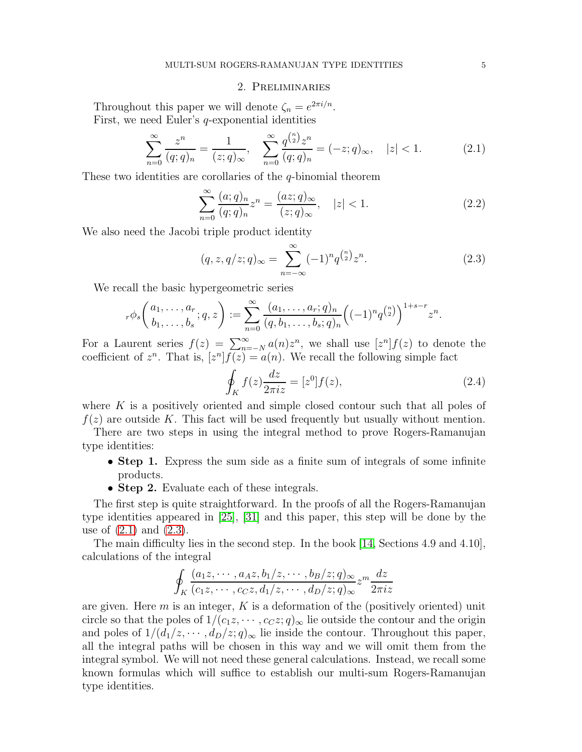## 2. Preliminaries

Throughout this paper we will denote $\zeta_n = e^{2\pi i/n}$.

First, we need Euler's $q$-exponential identities

$$\sum_{n=0}^{\infty} \frac{z^n}{(q;q)_n} = \frac{1}{(z;q)_\infty}, \quad \sum_{n=0}^{\infty} \frac{q^{\binom{n}{2}} z^n}{(q;q)_n} = (-z;q)_\infty, \quad |z|<1. \tag{2.1}$$

These two identities are corollaries of the $q$-binomial theorem

$$\sum_{n=0}^{\infty} \frac{(a;q)_n}{(q;q)_n} z^n = \frac{(az;q)_\infty}{(z;q)_\infty}, \quad |z|<1. \tag{2.2}$$

We also need the Jacobi triple product identity

$$(q, z, q/z; q)_\infty = \sum_{n=-\infty}^{\infty} (-1)^n q^{\binom{n}{2}} z^n. \tag{2.3}$$

We recall the basic hypergeometric series

$${}_r\phi_s\left(\begin{matrix} a_1, \dots, a_r \\ b_1, \dots, b_s \end{matrix}; q, z\right) := \sum_{n=0}^{\infty} \frac{(a_1, \dots, a_r; q)_n}{(q, b_1, \dots, b_s; q)_n} \Big((-1)^n q^{\binom{n}{2}}\Big)^{1+s-r} z^n.$$

For a Laurent series $f(z) = \sum_{n=-N}^{\infty} a(n) z^n$, we shall use $[z^n]f(z)$ to denote the coefficient of $z^n$. That is, $[z^n]f(z) = a(n)$. We recall the following simple fact

$$\oint_K f(z) \frac{dz}{2\pi i z} = [z^0] f(z), \tag{2.4}$$

where $K$ is a positively oriented and simple closed contour such that all poles of $f(z)$ are outside $K$. This fact will be used frequently but usually without mention.

There are two steps in using the integral method to prove Rogers-Ramanujan type identities:

- **Step 1.** Express the sum side as a finite sum of integrals of some infinite products.
- **Step 2.** Evaluate each of these integrals.

The first step is quite straightforward. In the proofs of all the Rogers-Ramanujan type identities appeared in [25], [31] and this paper, this step will be done by the use of (2.1) and (2.3).

The main difficulty lies in the second step. In the book [14, Sections 4.9 and 4.10], calculations of the integral

$$\oint_K \frac{(a_1 z, \cdots, a_A z, b_1/z, \cdots, b_B/z; q)_\infty}{(c_1 z, \cdots, c_C z, d_1/z, \cdots, d_D/z; q)_\infty} z^m \frac{dz}{2\pi i z}$$

are given. Here $m$ is an integer, $K$ is a deformation of the (positively oriented) unit circle so that the poles of $1/(c_1 z, \cdots, c_C z; q)_\infty$ lie outside the contour and the origin and poles of $1/(d_1/z, \cdots, d_D/z; q)_\infty$ lie inside the contour. Throughout this paper, all the integral paths will be chosen in this way and we will omit them from the integral symbol. We will not need these general calculations. Instead, we recall some known formulas which will suffice to establish our multi-sum Rogers-Ramanujan type identities.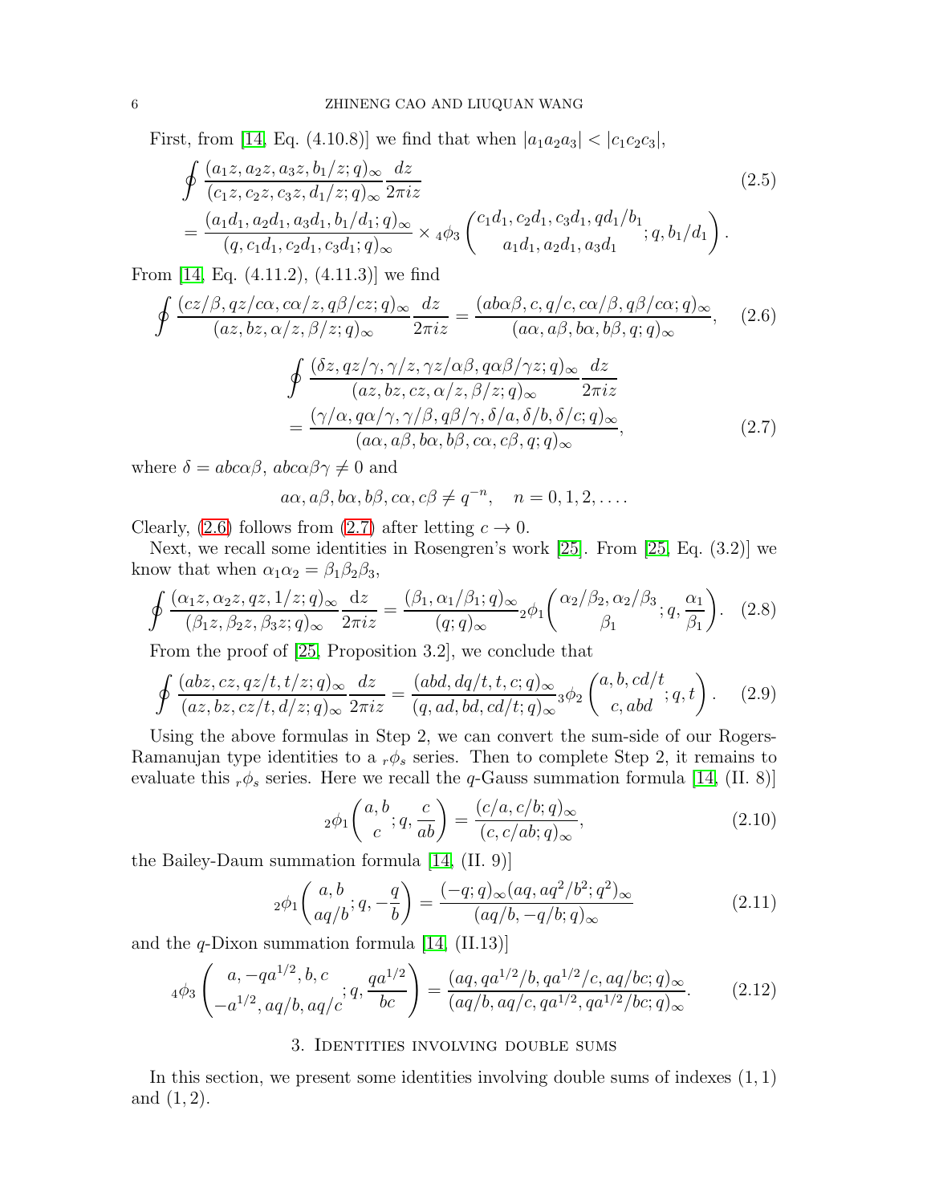First, from [14, Eq. (4.10.8)] we find that when $|a_1a_2a_3|<|c_1c_2c_3|$,

$$
\begin{aligned}
&\oint \frac{(a_1z,a_2z,a_3z,b_1/z;q)_\infty}{(c_1z,c_2z,c_3z,d_1/z;q)_\infty}\frac{dz}{2\pi iz} \\
&=\frac{(a_1d_1,a_2d_1,a_3d_1,b_1/d_1;q)_\infty}{(q,c_1d_1,c_2d_1,c_3d_1;q)_\infty}\times {}_4\phi_3\left(\begin{gathered}c_1d_1,c_2d_1,c_3d_1,qd_1/b_1\\ a_1d_1,a_2d_1,a_3d_1\end{gathered};q,b_1/d_1\right).
\end{aligned}\tag{2.5}
$$

From [14, Eq. (4.11.2), (4.11.3)] we find

$$
\oint \frac{(cz/\beta,qz/c\alpha,c\alpha/z,q\beta/cz;q)_\infty}{(az,bz,\alpha/z,\beta/z;q)_\infty}\frac{dz}{2\pi iz}=\frac{(ab\alpha\beta,c,q/c,c\alpha/\beta,q\beta/c\alpha;q)_\infty}{(a\alpha,a\beta,b\alpha,b\beta,q;q)_\infty}, \tag{2.6}
$$

$$
\begin{aligned}
&\oint \frac{(\delta z,qz/\gamma,\gamma/z,\gamma z/\alpha\beta,q\alpha\beta/\gamma z;q)_\infty}{(az,bz,cz,\alpha/z,\beta/z;q)_\infty}\frac{dz}{2\pi iz}\\
&=\frac{(\gamma/\alpha,q\alpha/\gamma,\gamma/\beta,q\beta/\gamma,\delta/a,\delta/b,\delta/c;q)_\infty}{(a\alpha,a\beta,b\alpha,b\beta,c\alpha,c\beta,q;q)_\infty},
\end{aligned}\tag{2.7}
$$

where $\delta=abc\alpha\beta$, $abc\alpha\beta\gamma\neq 0$ and

$$
a\alpha,a\beta,b\alpha,b\beta,c\alpha,c\beta\neq q^{-n},\quad n=0,1,2,\dots.
$$

Clearly, (2.6) follows from (2.7) after letting $c\to 0$.

Next, we recall some identities in Rosengren's work [25]. From [25, Eq. (3.2)] we know that when $\alpha_1\alpha_2=\beta_1\beta_2\beta_3$,

$$
\oint \frac{(\alpha_1z,\alpha_2z,qz,1/z;q)_\infty}{(\beta_1z,\beta_2z,\beta_3z;q)_\infty}\frac{\mathrm{d}z}{2\pi iz}=\frac{(\beta_1,\alpha_1/\beta_1;q)_\infty}{(q;q)_\infty}{}_2\phi_1\left(\begin{gathered}\alpha_2/\beta_2,\alpha_2/\beta_3\\ \beta_1\end{gathered};q,\frac{\alpha_1}{\beta_1}\right). \tag{2.8}
$$

From the proof of [25, Proposition 3.2], we conclude that

$$
\oint \frac{(abz,cz,qz/t,t/z;q)_\infty}{(az,bz,cz/t,d/z;q)_\infty}\frac{dz}{2\pi iz}=\frac{(abd,dq/t,t,c;q)_\infty}{(q,ad,bd,cd/t;q)_\infty}{}_3\phi_2\left(\begin{gathered}a,b,cd/t\\ c,abd\end{gathered};q,t\right). \tag{2.9}
$$

Using the above formulas in Step 2, we can convert the sum-side of our Rogers-Ramanujan type identities to a ${}_r\phi_s$ series. Then to complete Step 2, it remains to evaluate this ${}_r\phi_s$ series. Here we recall the $q$-Gauss summation formula [14, (II. 8)]

$$
{}_2\phi_1\left(\begin{gathered}a,b\\ c\end{gathered};q,\frac{c}{ab}\right)=\frac{(c/a,c/b;q)_\infty}{(c,c/ab;q)_\infty}, \tag{2.10}
$$

the Bailey-Daum summation formula [14, (II. 9)]

$$
{}_2\phi_1\left(\begin{gathered}a,b\\ aq/b\end{gathered};q,-\frac{q}{b}\right)=\frac{(-q;q)_\infty(aq,aq^2/b^2;q^2)_\infty}{(aq/b,-q/b;q)_\infty} \tag{2.11}
$$

and the $q$-Dixon summation formula [14, (II.13)]

$$
{}_4\phi_3\left(\begin{gathered}a,-qa^{1/2},b,c\\ -a^{1/2},aq/b,aq/c\end{gathered};q,\frac{qa^{1/2}}{bc}\right)=\frac{(aq,qa^{1/2}/b,qa^{1/2}/c,aq/bc;q)_\infty}{(aq/b,aq/c,qa^{1/2},qa^{1/2}/bc;q)_\infty}. \tag{2.12}
$$

## 3. Identities involving double sums

In this section, we present some identities involving double sums of indexes $(1,1)$ and $(1,2)$.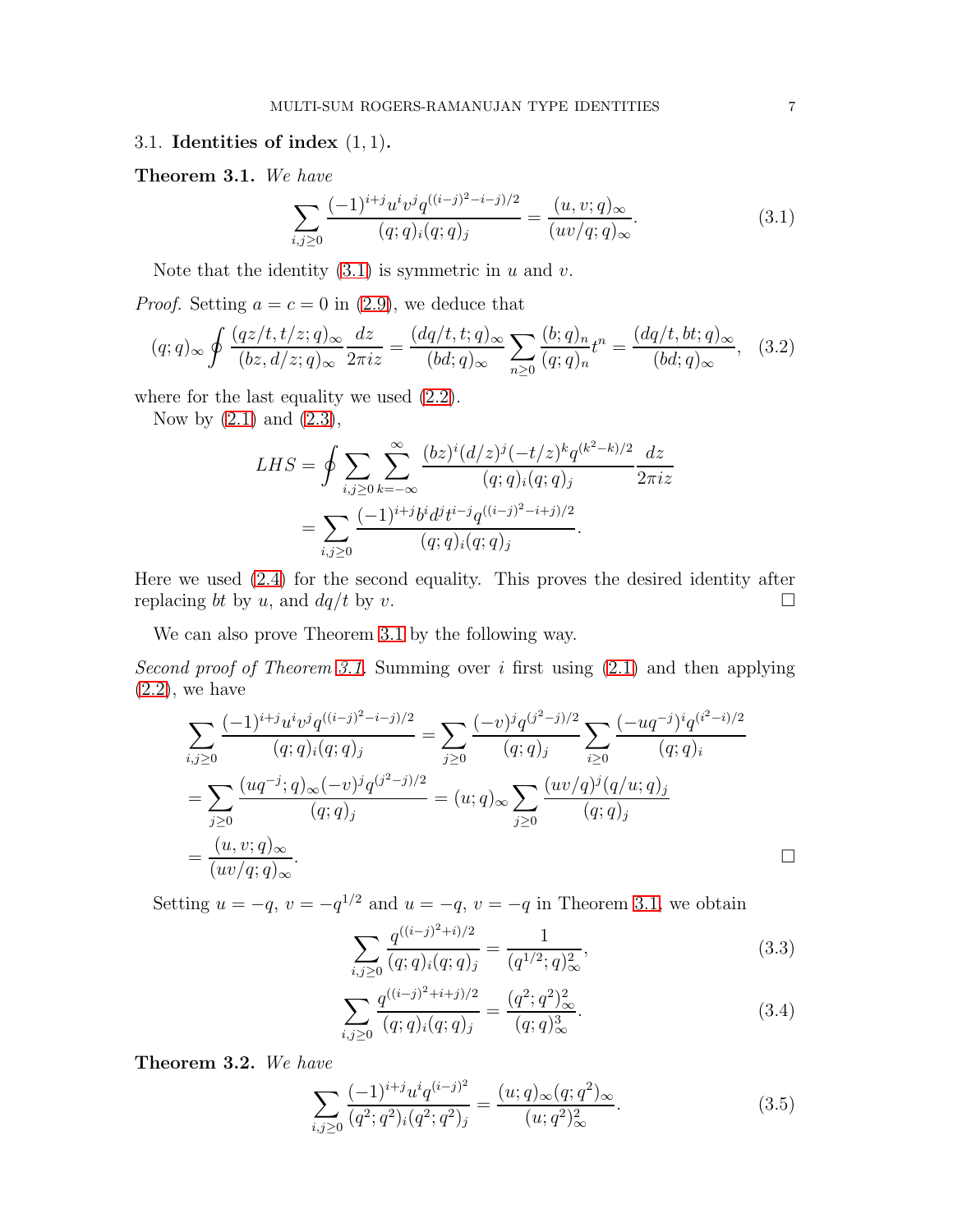### 3.1. Identities of index (1, 1).

**Theorem 3.1.** *We have*

$$\sum_{i,j\geq 0}\frac{(-1)^{i+j}u^iv^jq^{((i-j)^2-i-j)/2}}{(q;q)_i(q;q)_j}=\frac{(u,v;q)_\infty}{(uv/q;q)_\infty}. \tag{3.1}$$

Note that the identity (3.1) is symmetric in $u$ and $v$.

*Proof.* Setting $a=c=0$ in (2.9), we deduce that

$$(q;q)_\infty\oint \frac{(qz/t,t/z;q)_\infty}{(bz,d/z;q)_\infty}\frac{dz}{2\pi iz}=\frac{(dq/t,t;q)_\infty}{(bd;q)_\infty}\sum_{n\geq 0}\frac{(b;q)_n}{(q;q)_n}t^n=\frac{(dq/t,bt;q)_\infty}{(bd;q)_\infty}, \tag{3.2}$$

where for the last equality we used (2.2).

Now by (2.1) and (2.3),

$$\begin{aligned} LHS&=\oint \sum_{i,j\geq 0}\sum_{k=-\infty}^{\infty}\frac{(bz)^i(d/z)^j(-t/z)^kq^{(k^2-k)/2}}{(q;q)_i(q;q)_j}\frac{dz}{2\pi iz} \\ &=\sum_{i,j\geq 0}\frac{(-1)^{i+j}b^id^jt^{i-j}q^{((i-j)^2-i+j)/2}}{(q;q)_i(q;q)_j}. \end{aligned}$$

Here we used (2.4) for the second equality. This proves the desired identity after replacing $bt$ by $u$, and $dq/t$ by $v$. $\square$

We can also prove Theorem 3.1 by the following way.

*Second proof of Theorem 3.1.* Summing over $i$ first using (2.1) and then applying (2.2), we have

$$\begin{aligned} &\sum_{i,j\geq 0}\frac{(-1)^{i+j}u^iv^jq^{((i-j)^2-i-j)/2}}{(q;q)_i(q;q)_j}=\sum_{j\geq 0}\frac{(-v)^jq^{(j^2-j)/2}}{(q;q)_j}\sum_{i\geq 0}\frac{(-uq^{-j})^iq^{(i^2-i)/2}}{(q;q)_i} \\ &=\sum_{j\geq 0}\frac{(uq^{-j};q)_\infty(-v)^jq^{(j^2-j)/2}}{(q;q)_j}=(u;q)_\infty\sum_{j\geq 0}\frac{(uv/q)^j(q/u;q)_j}{(q;q)_j} \\ &=\frac{(u,v;q)_\infty}{(uv/q;q)_\infty}. \end{aligned}$$

$\square$

Setting $u=-q$, $v=-q^{1/2}$ and $u=-q$, $v=-q$ in Theorem 3.1, we obtain

$$\sum_{i,j\geq 0}\frac{q^{((i-j)^2+i)/2}}{(q;q)_i(q;q)_j}=\frac{1}{(q^{1/2};q)_\infty^2}, \tag{3.3}$$

$$\sum_{i,j\geq 0}\frac{q^{((i-j)^2+i+j)/2}}{(q;q)_i(q;q)_j}=\frac{(q^2;q^2)_\infty^2}{(q;q)_\infty^3}. \tag{3.4}$$

**Theorem 3.2.** *We have*

$$\sum_{i,j\geq 0}\frac{(-1)^{i+j}u^iq^{(i-j)^2}}{(q^2;q^2)_i(q^2;q^2)_j}=\frac{(u;q)_\infty(q;q^2)_\infty}{(u;q^2)_\infty^2}. \tag{3.5}$$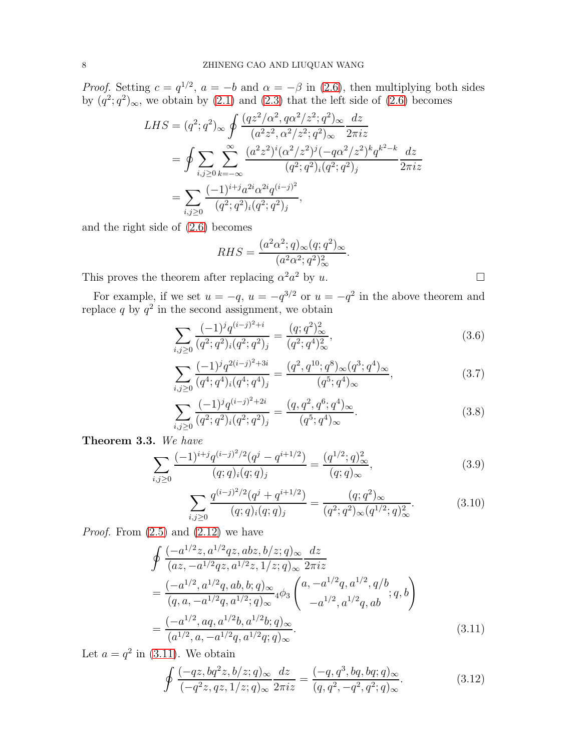*Proof.* Setting $c = q^{1/2}$, $a = -b$ and $\alpha = -\beta$ in (2.6), then multiplying both sides by $(q^2;q^2)_\infty$, we obtain by (2.1) and (2.3) that the left side of (2.6) becomes

$$
\begin{aligned}
LHS &= (q^2;q^2)_\infty \oint \frac{(qz^2/\alpha^2, q\alpha^2/z^2;q^2)_\infty}{(a^2z^2,\alpha^2/z^2;q^2)_\infty}\frac{dz}{2\pi iz} \\
&= \oint \sum_{i,j\geq 0}\sum_{k=-\infty}^{\infty} \frac{(a^2z^2)^i(\alpha^2/z^2)^j(-q\alpha^2/z^2)^k q^{k^2-k}}{(q^2;q^2)_i(q^2;q^2)_j}\frac{dz}{2\pi iz} \\
&= \sum_{i,j\geq 0} \frac{(-1)^{i+j}a^{2i}\alpha^{2i}q^{(i-j)^2}}{(q^2;q^2)_i(q^2;q^2)_j},
\end{aligned}
$$

and the right side of (2.6) becomes

$$
RHS = \frac{(a^2\alpha^2;q)_\infty(q;q^2)_\infty}{(a^2\alpha^2;q^2)_\infty^2}.
$$

This proves the theorem after replacing $\alpha^2a^2$ by $u$. $\square$

For example, if we set $u=-q$, $u=-q^{3/2}$ or $u=-q^2$ in the above theorem and replace $q$ by $q^2$ in the second assignment, we obtain

$$
\sum_{i,j\geq 0} \frac{(-1)^jq^{(i-j)^2+i}}{(q^2;q^2)_i(q^2;q^2)_j} = \frac{(q;q^2)_\infty^2}{(q^2;q^4)_\infty^2}, \tag{3.6}
$$

$$
\sum_{i,j\geq 0} \frac{(-1)^jq^{2(i-j)^2+3i}}{(q^4;q^4)_i(q^4;q^4)_j} = \frac{(q^2,q^{10};q^8)_\infty(q^3;q^4)_\infty}{(q^5;q^4)_\infty}, \tag{3.7}
$$

$$
\sum_{i,j\geq 0} \frac{(-1)^jq^{(i-j)^2+2i}}{(q^2;q^2)_i(q^2;q^2)_j} = \frac{(q,q^2,q^6;q^4)_\infty}{(q^5;q^4)_\infty}. \tag{3.8}
$$

**Theorem 3.3.** *We have*

$$
\sum_{i,j\geq 0} \frac{(-1)^{i+j}q^{(i-j)^2/2}(q^j-q^{i+1/2})}{(q;q)_i(q;q)_j} = \frac{(q^{1/2};q)_\infty^2}{(q;q)_\infty}, \tag{3.9}
$$

$$
\sum_{i,j\geq 0} \frac{q^{(i-j)^2/2}(q^j+q^{i+1/2})}{(q;q)_i(q;q)_j} = \frac{(q;q^2)_\infty}{(q^2;q^2)_\infty(q^{1/2};q)_\infty^2}. \tag{3.10}
$$

*Proof.* From (2.5) and (2.12) we have

$$
\begin{aligned}
&\oint \frac{(-a^{1/2}z, a^{1/2}qz, abz, b/z;q)_\infty}{(az, -a^{1/2}qz, a^{1/2}z, 1/z;q)_\infty}\frac{dz}{2\pi iz} \\
&= \frac{(-a^{1/2}, a^{1/2}q, ab, b;q)_\infty}{(q, a, -a^{1/2}q, a^{1/2};q)_\infty} {}_4\phi_3\left(\begin{gathered} a, -a^{1/2}q, a^{1/2}, q/b \\ -a^{1/2}, a^{1/2}q, ab \end{gathered};q,b\right) \\
&= \frac{(-a^{1/2}, aq, a^{1/2}b, a^{1/2}b;q)_\infty}{(a^{1/2}, a, -a^{1/2}q, a^{1/2}q;q)_\infty}.
\end{aligned} \tag{3.11}
$$

Let $a=q^2$ in (3.11). We obtain

$$
\oint \frac{(-qz, bq^2z, b/z;q)_\infty}{(-q^2z, qz, 1/z;q)_\infty}\frac{dz}{2\pi iz} = \frac{(-q, q^3, bq, bq;q)_\infty}{(q, q^2, -q^2, q^2;q)_\infty}. \tag{3.12}
$$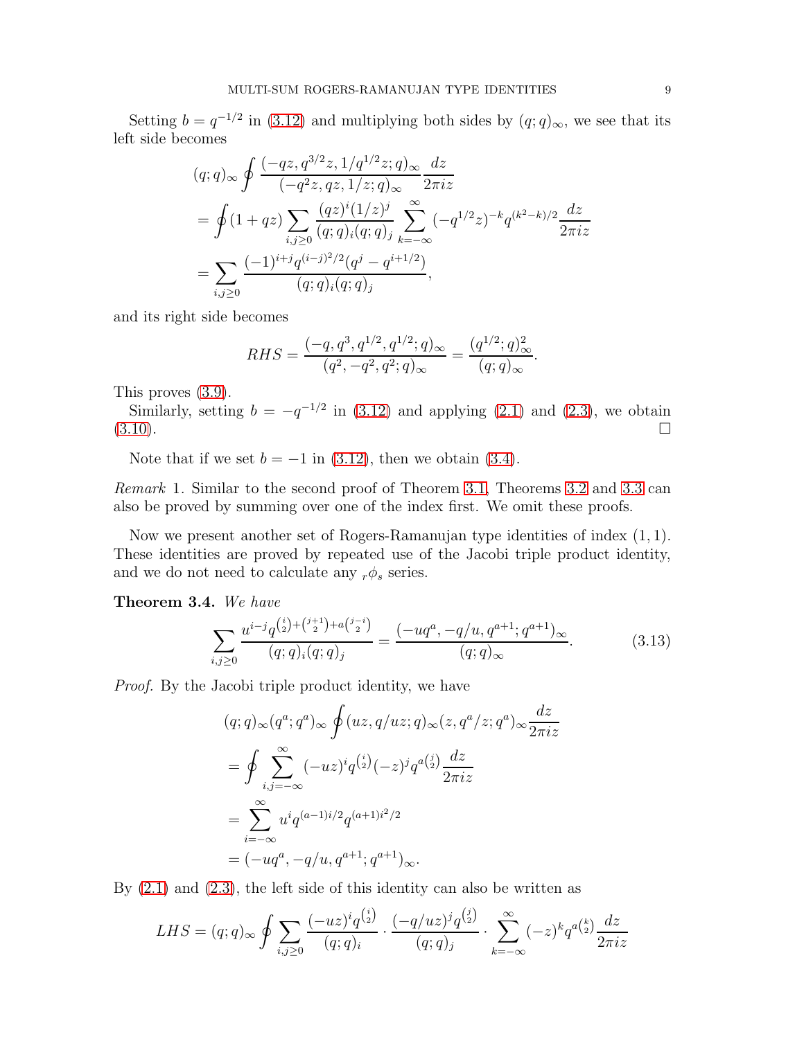Setting $b = q^{-1/2}$ in (3.12) and multiplying both sides by $(q;q)_\infty$, we see that its left side becomes

$$
\begin{aligned}
&(q;q)_\infty \oint \frac{(-qz, q^{3/2}z, 1/q^{1/2}z;q)_\infty}{(-q^2z, qz, 1/z;q)_\infty}\frac{dz}{2\pi iz} \\
&= \oint (1+qz)\sum_{i,j\geq 0}\frac{(qz)^i(1/z)^j}{(q;q)_i(q;q)_j}\sum_{k=-\infty}^{\infty}(-q^{1/2}z)^{-k}q^{(k^2-k)/2}\frac{dz}{2\pi iz} \\
&= \sum_{i,j\geq 0}\frac{(-1)^{i+j}q^{(i-j)^2/2}(q^j-q^{i+1/2})}{(q;q)_i(q;q)_j},
\end{aligned}
$$

and its right side becomes

$$
RHS = \frac{(-q,q^3,q^{1/2},q^{1/2};q)_\infty}{(q^2,-q^2,q^2;q)_\infty} = \frac{(q^{1/2};q)_\infty^2}{(q;q)_\infty}.
$$

This proves (3.9).

Similarly, setting $b = -q^{-1/2}$ in (3.12) and applying (2.1) and (2.3), we obtain (3.10). $\square$

Note that if we set $b = -1$ in (3.12), then we obtain (3.4).

*Remark* 1. Similar to the second proof of Theorem 3.1, Theorems 3.2 and 3.3 can also be proved by summing over one of the index first. We omit these proofs.

Now we present another set of Rogers-Ramanujan type identities of index $(1,1)$. These identities are proved by repeated use of the Jacobi triple product identity, and we do not need to calculate any ${}_r\phi_s$ series.

**Theorem 3.4.** *We have*

$$
\sum_{i,j\geq 0}\frac{u^{i-j}q^{\binom{i}{2}+\binom{j+1}{2}+a\binom{j-i}{2}}}{(q;q)_i(q;q)_j} = \frac{(-uq^a,-q/u,q^{a+1};q^{a+1})_\infty}{(q;q)_\infty}. \tag{3.13}
$$

*Proof.* By the Jacobi triple product identity, we have

$$
\begin{aligned}
&(q;q)_\infty(q^a;q^a)_\infty \oint (uz, q/uz;q)_\infty (z, q^a/z;q^a)_\infty \frac{dz}{2\pi iz} \\
&= \oint \sum_{i,j=-\infty}^{\infty}(-uz)^i q^{\binom{i}{2}}(-z)^j q^{a\binom{j}{2}}\frac{dz}{2\pi iz} \\
&= \sum_{i=-\infty}^{\infty} u^i q^{(a-1)i/2}q^{(a+1)i^2/2} \\
&= (-uq^a, -q/u, q^{a+1};q^{a+1})_\infty.
\end{aligned}
$$

By (2.1) and (2.3), the left side of this identity can also be written as

$$
LHS = (q;q)_\infty \oint \sum_{i,j\geq 0}\frac{(-uz)^i q^{\binom{i}{2}}}{(q;q)_i}\cdot\frac{(-q/uz)^j q^{\binom{j}{2}}}{(q;q)_j}\cdot\sum_{k=-\infty}^{\infty}(-z)^k q^{a\binom{k}{2}}\frac{dz}{2\pi iz}
$$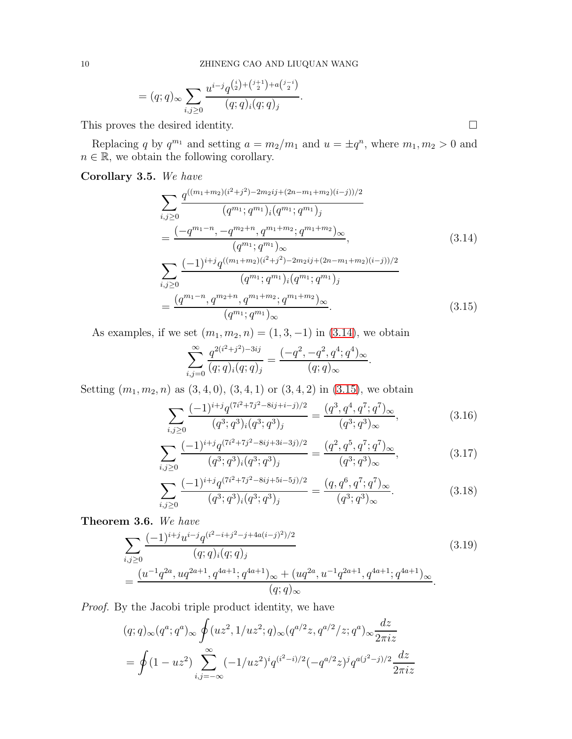$$= (q;q)_\infty \sum_{i,j\geq 0} \frac{u^{i-j} q^{\binom{i}{2}+\binom{j+1}{2}+a\binom{j-i}{2}}}{(q;q)_i (q;q)_j}.$$

This proves the desired identity. $\square$

Replacing $q$ by $q^{m_1}$ and setting $a = m_2/m_1$ and $u = \pm q^n$, where $m_1, m_2 > 0$ and $n \in \mathbb{R}$, we obtain the following corollary.

**Corollary 3.5.** *We have*

$$\sum_{i,j\geq 0} \frac{q^{((m_1+m_2)(i^2+j^2)-2m_2ij+(2n-m_1+m_2)(i-j))/2}}{(q^{m_1};q^{m_1})_i (q^{m_1};q^{m_1})_j} = \frac{(-q^{m_1-n}, -q^{m_2+n}, q^{m_1+m_2}; q^{m_1+m_2})_\infty}{(q^{m_1};q^{m_1})_\infty}, \tag{3.14}$$

$$\sum_{i,j\geq 0} \frac{(-1)^{i+j} q^{((m_1+m_2)(i^2+j^2)-2m_2ij+(2n-m_1+m_2)(i-j))/2}}{(q^{m_1};q^{m_1})_i (q^{m_1};q^{m_1})_j} = \frac{(q^{m_1-n}, q^{m_2+n}, q^{m_1+m_2}; q^{m_1+m_2})_\infty}{(q^{m_1};q^{m_1})_\infty}. \tag{3.15}$$

As examples, if we set $(m_1, m_2, n) = (1, 3, -1)$ in (3.14), we obtain

$$\sum_{i,j=0}^{\infty} \frac{q^{2(i^2+j^2)-3ij}}{(q;q)_i (q;q)_j} = \frac{(-q^2, -q^2, q^4; q^4)_\infty}{(q;q)_\infty}.$$

Setting $(m_1, m_2, n)$ as $(3, 4, 0)$, $(3, 4, 1)$ or $(3, 4, 2)$ in (3.15), we obtain

$$\sum_{i,j\geq 0} \frac{(-1)^{i+j} q^{(7i^2+7j^2-8ij+i-j)/2}}{(q^3;q^3)_i (q^3;q^3)_j} = \frac{(q^3, q^4, q^7; q^7)_\infty}{(q^3;q^3)_\infty}, \tag{3.16}$$

$$\sum_{i,j\geq 0} \frac{(-1)^{i+j} q^{(7i^2+7j^2-8ij+3i-3j)/2}}{(q^3;q^3)_i (q^3;q^3)_j} = \frac{(q^2, q^5, q^7; q^7)_\infty}{(q^3;q^3)_\infty}, \tag{3.17}$$

$$\sum_{i,j\geq 0} \frac{(-1)^{i+j} q^{(7i^2+7j^2-8ij+5i-5j)/2}}{(q^3;q^3)_i (q^3;q^3)_j} = \frac{(q, q^6, q^7; q^7)_\infty}{(q^3;q^3)_\infty}. \tag{3.18}$$

**Theorem 3.6.** *We have*

$$\sum_{i,j\geq 0} \frac{(-1)^{i+j} u^{i-j} q^{(i^2-i+j^2-j+4a(i-j)^2)/2}}{(q;q)_i (q;q)_j} = \frac{(u^{-1}q^{2a}, uq^{2a+1}, q^{4a+1}; q^{4a+1})_\infty + (uq^{2a}, u^{-1}q^{2a+1}, q^{4a+1}; q^{4a+1})_\infty}{(q;q)_\infty}. \tag{3.19}$$

*Proof.* By the Jacobi triple product identity, we have

$$(q;q)_\infty (q^a;q^a)_\infty \oint (uz^2, 1/uz^2; q)_\infty (q^{a/2}z, q^{a/2}/z; q^a)_\infty \frac{dz}{2\pi iz}$$

$$= \oint (1-uz^2) \sum_{i,j=-\infty}^{\infty} (-1/uz^2)^i q^{(i^2-i)/2} (-q^{a/2}z)^j q^{a(j^2-j)/2} \frac{dz}{2\pi iz}$$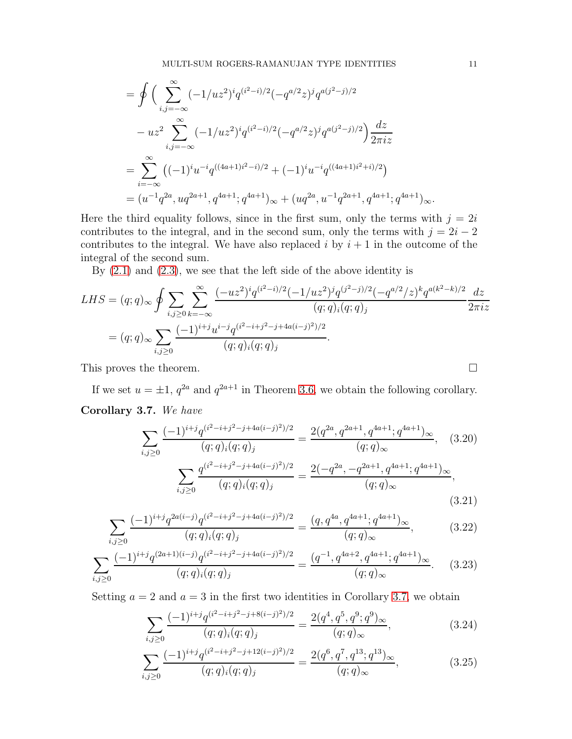$$
\begin{aligned}
&= \oint \Big( \sum_{i,j=-\infty}^{\infty} (-1/uz^2)^i q^{(i^2-i)/2} (-q^{a/2}z)^j q^{a(j^2-j)/2} \\
&\quad - uz^2 \sum_{i,j=-\infty}^{\infty} (-1/uz^2)^i q^{(i^2-i)/2} (-q^{a/2}z)^j q^{a(j^2-j)/2} \Big) \frac{dz}{2\pi i z} \\
&= \sum_{i=-\infty}^{\infty} \big( (-1)^i u^{-i} q^{((4a+1)i^2-i)/2} + (-1)^i u^{-i} q^{((4a+1)i^2+i)/2} \big) \\
&= (u^{-1}q^{2a}, uq^{2a+1}, q^{4a+1}; q^{4a+1})_\infty + (uq^{2a}, u^{-1}q^{2a+1}, q^{4a+1}; q^{4a+1})_\infty.
\end{aligned}
$$

Here the third equality follows, since in the first sum, only the terms with $j = 2i$ contributes to the integral, and in the second sum, only the terms with $j = 2i-2$ contributes to the integral. We have also replaced $i$ by $i+1$ in the outcome of the integral of the second sum.

By (2.1) and (2.3), we see that the left side of the above identity is

$$
\begin{aligned}
LHS &= (q;q)_\infty \oint \sum_{i,j\geq 0} \sum_{k=-\infty}^{\infty} \frac{(-uz^2)^i q^{(i^2-i)/2} (-1/uz^2)^j q^{(j^2-j)/2} (-q^{a/2}/z)^k q^{a(k^2-k)/2}}{(q;q)_i (q;q)_j} \frac{dz}{2\pi i z} \\
&= (q;q)_\infty \sum_{i,j\geq 0} \frac{(-1)^{i+j} u^{i-j} q^{(i^2-i+j^2-j+4a(i-j)^2)/2}}{(q;q)_i (q;q)_j}.
\end{aligned}
$$

This proves the theorem. $\square$

If we set $u = \pm 1$, $q^{2a}$ and $q^{2a+1}$ in Theorem 3.6, we obtain the following corollary.

**Corollary 3.7.** *We have*

$$
\sum_{i,j\geq 0} \frac{(-1)^{i+j} q^{(i^2-i+j^2-j+4a(i-j)^2)/2}}{(q;q)_i (q;q)_j} = \frac{2(q^{2a}, q^{2a+1}, q^{4a+1}; q^{4a+1})_\infty}{(q;q)_\infty}, \quad (3.20)
$$

$$
\sum_{i,j\geq 0} \frac{q^{(i^2-i+j^2-j+4a(i-j)^2)/2}}{(q;q)_i (q;q)_j} = \frac{2(-q^{2a}, -q^{2a+1}, q^{4a+1}; q^{4a+1})_\infty}{(q;q)_\infty}, \quad (3.21)
$$

$$
\sum_{i,j\geq 0} \frac{(-1)^{i+j} q^{2a(i-j)} q^{(i^2-i+j^2-j+4a(i-j)^2)/2}}{(q;q)_i (q;q)_j} = \frac{(q, q^{4a}, q^{4a+1}; q^{4a+1})_\infty}{(q;q)_\infty}, \quad (3.22)
$$

$$
\sum_{i,j\geq 0} \frac{(-1)^{i+j} q^{(2a+1)(i-j)} q^{(i^2-i+j^2-j+4a(i-j)^2)/2}}{(q;q)_i (q;q)_j} = \frac{(q^{-1}, q^{4a+2}, q^{4a+1}; q^{4a+1})_\infty}{(q;q)_\infty}. \quad (3.23)
$$

Setting $a = 2$ and $a = 3$ in the first two identities in Corollary 3.7, we obtain

$$
\sum_{i,j\geq 0} \frac{(-1)^{i+j} q^{(i^2-i+j^2-j+8(i-j)^2)/2}}{(q;q)_i (q;q)_j} = \frac{2(q^4, q^5, q^9; q^9)_\infty}{(q;q)_\infty}, \quad (3.24)
$$

$$
\sum_{i,j\geq 0} \frac{(-1)^{i+j} q^{(i^2-i+j^2-j+12(i-j)^2)/2}}{(q;q)_i (q;q)_j} = \frac{2(q^6, q^7, q^{13}; q^{13})_\infty}{(q;q)_\infty}, \quad (3.25)
$$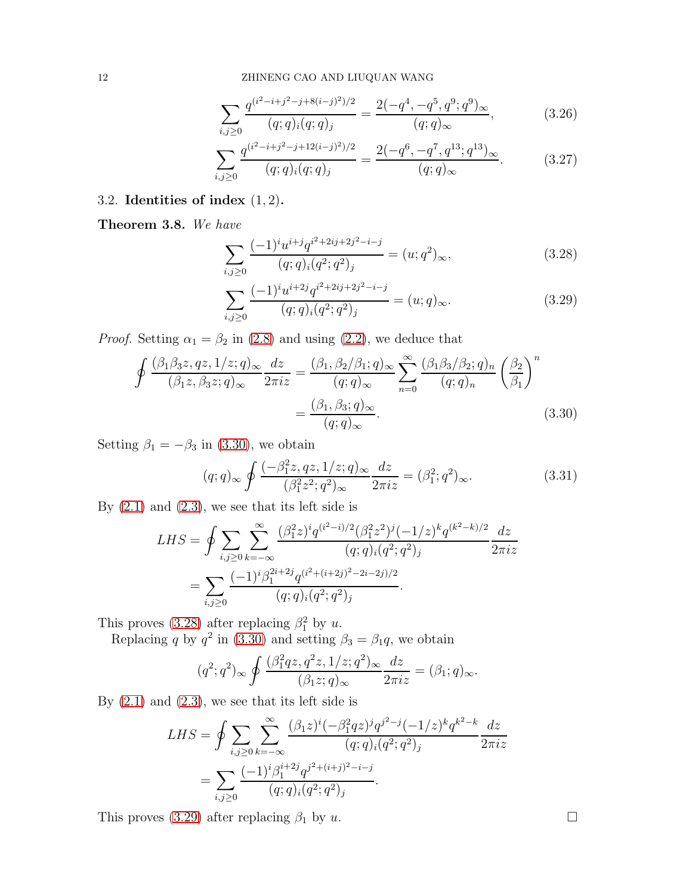$$\sum_{i,j\geq 0}\frac{q^{(i^2-i+j^2-j+8(i-j)^2)/2}}{(q;q)_i(q;q)_j}=\frac{2(-q^4,-q^5,q^9;q^9)_\infty}{(q;q)_\infty}, \tag{3.26}$$

$$\sum_{i,j\geq 0}\frac{q^{(i^2-i+j^2-j+12(i-j)^2)/2}}{(q;q)_i(q;q)_j}=\frac{2(-q^6,-q^7,q^{13};q^{13})_\infty}{(q;q)_\infty}. \tag{3.27}$$

## 3.2. Identities of index $(1,2)$.

**Theorem 3.8.** *We have*

$$\sum_{i,j\geq 0}\frac{(-1)^iu^{i+j}q^{i^2+2ij+2j^2-i-j}}{(q;q)_i(q^2;q^2)_j}=(u;q^2)_\infty, \tag{3.28}$$

$$\sum_{i,j\geq 0}\frac{(-1)^iu^{i+2j}q^{i^2+2ij+2j^2-i-j}}{(q;q)_i(q^2;q^2)_j}=(u;q)_\infty. \tag{3.29}$$

*Proof.* Setting $\alpha_1=\beta_2$ in (2.8) and using (2.2), we deduce that

$$\begin{aligned}\oint\frac{(\beta_1\beta_3z,qz,1/z;q)_\infty}{(\beta_1z,\beta_3z;q)_\infty}\frac{dz}{2\pi iz}&=\frac{(\beta_1,\beta_2/\beta_1;q)_\infty}{(q;q)_\infty}\sum_{n=0}^\infty\frac{(\beta_1\beta_3/\beta_2;q)_n}{(q;q)_n}\left(\frac{\beta_2}{\beta_1}\right)^n\\&=\frac{(\beta_1,\beta_3;q)_\infty}{(q;q)_\infty}.\end{aligned} \tag{3.30}$$

Setting $\beta_1=-\beta_3$ in (3.30), we obtain

$$(q;q)_\infty\oint\frac{(-\beta_1^2z,qz,1/z;q)_\infty}{(\beta_1^2z^2;q^2)_\infty}\frac{dz}{2\pi iz}=(\beta_1^2;q^2)_\infty. \tag{3.31}$$

By (2.1) and (2.3), we see that its left side is

$$\begin{aligned}LHS&=\oint\sum_{i,j\geq 0}\sum_{k=-\infty}^\infty\frac{(\beta_1^2z)^iq^{(i^2-i)/2}(\beta_1^2z^2)^j(-1/z)^kq^{(k^2-k)/2}}{(q;q)_i(q^2;q^2)_j}\frac{dz}{2\pi iz}\\&=\sum_{i,j\geq 0}\frac{(-1)^i\beta_1^{2i+2j}q^{(i^2+(i+2j)^2-2i-2j)/2}}{(q;q)_i(q^2;q^2)_j}.\end{aligned}$$

This proves (3.28) after replacing $\beta_1^2$ by $u$.

Replacing $q$ by $q^2$ in (3.30) and setting $\beta_3=\beta_1q$, we obtain

$$(q^2;q^2)_\infty\oint\frac{(\beta_1^2qz,q^2z,1/z;q^2)_\infty}{(\beta_1z;q)_\infty}\frac{dz}{2\pi iz}=(\beta_1;q)_\infty.$$

By (2.1) and (2.3), we see that its left side is

$$\begin{aligned}LHS&=\oint\sum_{i,j\geq 0}\sum_{k=-\infty}^\infty\frac{(\beta_1z)^i(-\beta_1^2qz)^jq^{j^2-j}(-1/z)^kq^{k^2-k}}{(q;q)_i(q^2;q^2)_j}\frac{dz}{2\pi iz}\\&=\sum_{i,j\geq 0}\frac{(-1)^i\beta_1^{i+2j}q^{j^2+(i+j)^2-i-j}}{(q;q)_i(q^2;q^2)_j}.\end{aligned}$$

This proves (3.29) after replacing $\beta_1$ by $u$. $\square$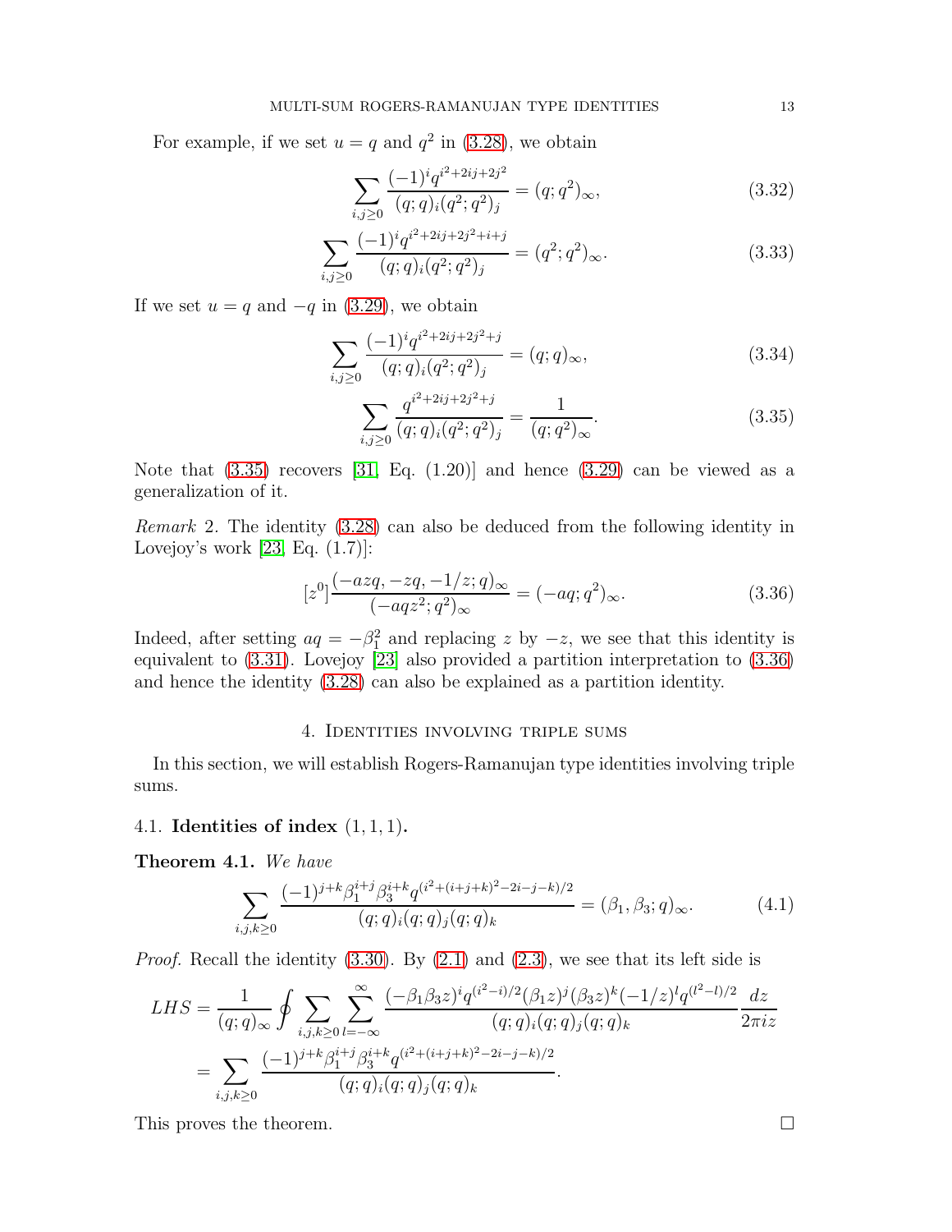For example, if we set $u = q$ and $q^2$ in (3.28), we obtain

$$\sum_{i,j\geq 0} \frac{(-1)^i q^{i^2+2ij+2j^2}}{(q;q)_i(q^2;q^2)_j} = (q;q^2)_\infty, \tag{3.32}$$

$$\sum_{i,j\geq 0} \frac{(-1)^i q^{i^2+2ij+2j^2+i+j}}{(q;q)_i(q^2;q^2)_j} = (q^2;q^2)_\infty. \tag{3.33}$$

If we set $u = q$ and $-q$ in (3.29), we obtain

$$\sum_{i,j\geq 0} \frac{(-1)^i q^{i^2+2ij+2j^2+j}}{(q;q)_i(q^2;q^2)_j} = (q;q)_\infty, \tag{3.34}$$

$$\sum_{i,j\geq 0} \frac{q^{i^2+2ij+2j^2+j}}{(q;q)_i(q^2;q^2)_j} = \frac{1}{(q;q^2)_\infty}. \tag{3.35}$$

Note that (3.35) recovers [31, Eq. (1.20)] and hence (3.29) can be viewed as a generalization of it.

*Remark* 2. The identity (3.28) can also be deduced from the following identity in Lovejoy's work [23, Eq. (1.7)]:

$$[z^0]\frac{(-azq,-zq,-1/z;q)_\infty}{(-aqz^2;q^2)_\infty} = (-aq;q^2)_\infty. \tag{3.36}$$

Indeed, after setting $aq = -\beta_1^2$ and replacing $z$ by $-z$, we see that this identity is equivalent to (3.31). Lovejoy [23] also provided a partition interpretation to (3.36) and hence the identity (3.28) can also be explained as a partition identity.

## 4. Identities involving triple sums

In this section, we will establish Rogers-Ramanujan type identities involving triple sums.

### 4.1. Identities of index (1, 1, 1).

**Theorem 4.1.** *We have*

$$\sum_{i,j,k\geq 0} \frac{(-1)^{j+k}\beta_1^{i+j}\beta_3^{i+k}q^{(i^2+(i+j+k)^2-2i-j-k)/2}}{(q;q)_i(q;q)_j(q;q)_k} = (\beta_1,\beta_3;q)_\infty. \tag{4.1}$$

*Proof.* Recall the identity (3.30). By (2.1) and (2.3), we see that its left side is

$$\begin{aligned} LHS &= \frac{1}{(q;q)_\infty}\oint \sum_{i,j,k\geq 0}\sum_{l=-\infty}^{\infty} \frac{(-\beta_1\beta_3 z)^i q^{(i^2-i)/2}(\beta_1 z)^j(\beta_3 z)^k(-1/z)^l q^{(l^2-l)/2}}{(q;q)_i(q;q)_j(q;q)_k}\frac{dz}{2\pi i z} \\ &= \sum_{i,j,k\geq 0} \frac{(-1)^{j+k}\beta_1^{i+j}\beta_3^{i+k}q^{(i^2+(i+j+k)^2-2i-j-k)/2}}{(q;q)_i(q;q)_j(q;q)_k}. \end{aligned}$$

This proves the theorem. ∎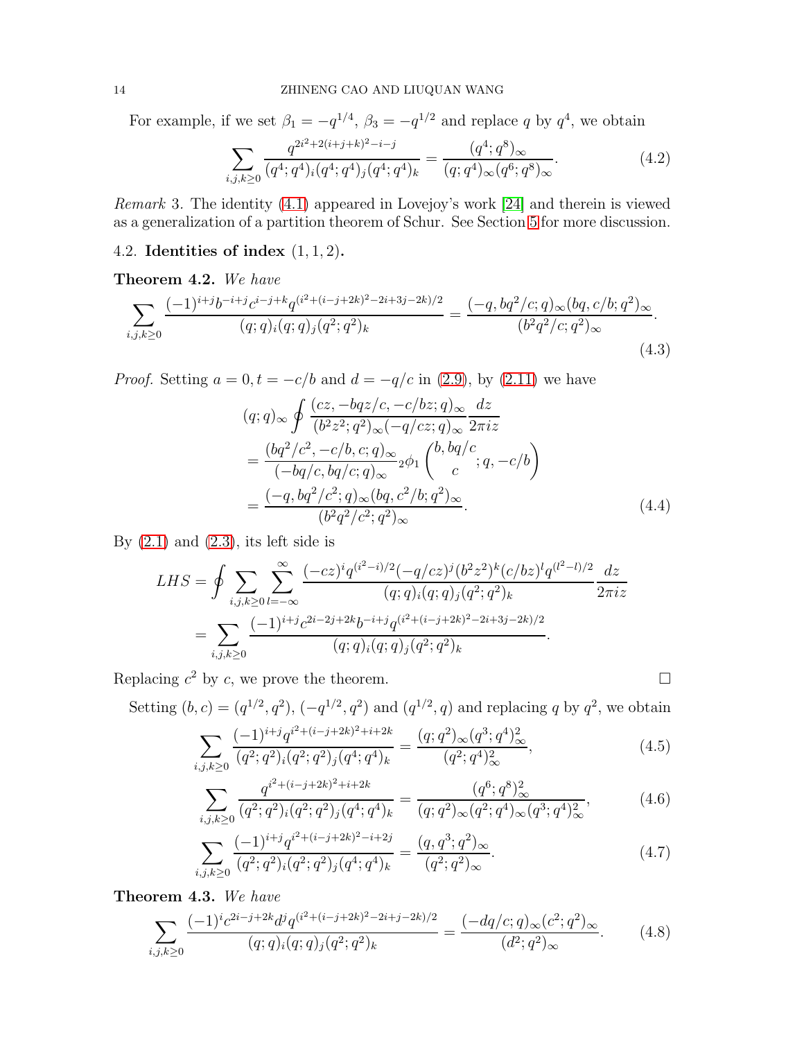For example, if we set $\beta_1 = -q^{1/4}$, $\beta_3 = -q^{1/2}$ and replace $q$ by $q^4$, we obtain

$$\sum_{i,j,k\geq 0} \frac{q^{2i^2+2(i+j+k)^2-i-j}}{(q^4;q^4)_i(q^4;q^4)_j(q^4;q^4)_k} = \frac{(q^4;q^8)_\infty}{(q;q^4)_\infty(q^6;q^8)_\infty}. \tag{4.2}$$

*Remark* 3. The identity (4.1) appeared in Lovejoy's work [24] and therein is viewed as a generalization of a partition theorem of Schur. See Section 5 for more discussion.

### 4.2. Identities of index $(1,1,2)$.

**Theorem 4.2.** *We have*

$$\sum_{i,j,k\geq 0} \frac{(-1)^{i+j}b^{-i+j}c^{i-j+k}q^{(i^2+(i-j+2k)^2-2i+3j-2k)/2}}{(q;q)_i(q;q)_j(q^2;q^2)_k} = \frac{(-q,bq^2/c;q)_\infty(bq,c/b;q^2)_\infty}{(b^2q^2/c;q^2)_\infty}. \tag{4.3}$$

*Proof.* Setting $a=0, t=-c/b$ and $d=-q/c$ in (2.9), by (2.11) we have

$$\begin{aligned}
&(q;q)_\infty \oint \frac{(cz,-bqz/c,-c/bz;q)_\infty}{(b^2z^2;q^2)_\infty(-q/cz;q)_\infty}\frac{dz}{2\pi iz} \\
&= \frac{(bq^2/c^2,-c/b,c;q)_\infty}{(-bq/c,bq/c;q)_\infty} {}_2\phi_1\left(\begin{matrix} b, bq/c \\ c \end{matrix}; q, -c/b\right) \\
&= \frac{(-q,bq^2/c^2;q)_\infty(bq,c^2/b;q^2)_\infty}{(b^2q^2/c^2;q^2)_\infty}.
\end{aligned} \tag{4.4}$$

By (2.1) and (2.3), its left side is

$$\begin{aligned}
LHS &= \oint \sum_{i,j,k\geq 0}\sum_{l=-\infty}^{\infty} \frac{(-cz)^i q^{(i^2-i)/2}(-q/cz)^j(b^2z^2)^k(c/bz)^l q^{(l^2-l)/2}}{(q;q)_i(q;q)_j(q^2;q^2)_k}\frac{dz}{2\pi iz} \\
&= \sum_{i,j,k\geq 0} \frac{(-1)^{i+j}c^{2i-2j+2k}b^{-i+j}q^{(i^2+(i-j+2k)^2-2i+3j-2k)/2}}{(q;q)_i(q;q)_j(q^2;q^2)_k}.
\end{aligned}$$

Replacing $c^2$ by $c$, we prove the theorem. $\square$

Setting $(b,c) = (q^{1/2},q^2)$, $(-q^{1/2},q^2)$ and $(q^{1/2},q)$ and replacing $q$ by $q^2$, we obtain

$$\sum_{i,j,k\geq 0} \frac{(-1)^{i+j}q^{i^2+(i-j+2k)^2+i+2k}}{(q^2;q^2)_i(q^2;q^2)_j(q^4;q^4)_k} = \frac{(q;q^2)_\infty(q^3;q^4)_\infty^2}{(q^2;q^4)_\infty^2}, \tag{4.5}$$

$$\sum_{i,j,k\geq 0} \frac{q^{i^2+(i-j+2k)^2+i+2k}}{(q^2;q^2)_i(q^2;q^2)_j(q^4;q^4)_k} = \frac{(q^6;q^8)_\infty^2}{(q;q^2)_\infty(q^2;q^4)_\infty(q^3;q^4)_\infty^2}, \tag{4.6}$$

$$\sum_{i,j,k\geq 0} \frac{(-1)^{i+j}q^{i^2+(i-j+2k)^2-i+2j}}{(q^2;q^2)_i(q^2;q^2)_j(q^4;q^4)_k} = \frac{(q,q^3;q^2)_\infty}{(q^2;q^2)_\infty}. \tag{4.7}$$

**Theorem 4.3.** *We have*

$$\sum_{i,j,k\geq 0} \frac{(-1)^i c^{2i-j+2k}d^j q^{(i^2+(i-j+2k)^2-2i+j-2k)/2}}{(q;q)_i(q;q)_j(q^2;q^2)_k} = \frac{(-dq/c;q)_\infty(c^2;q^2)_\infty}{(d^2;q^2)_\infty}. \tag{4.8}$$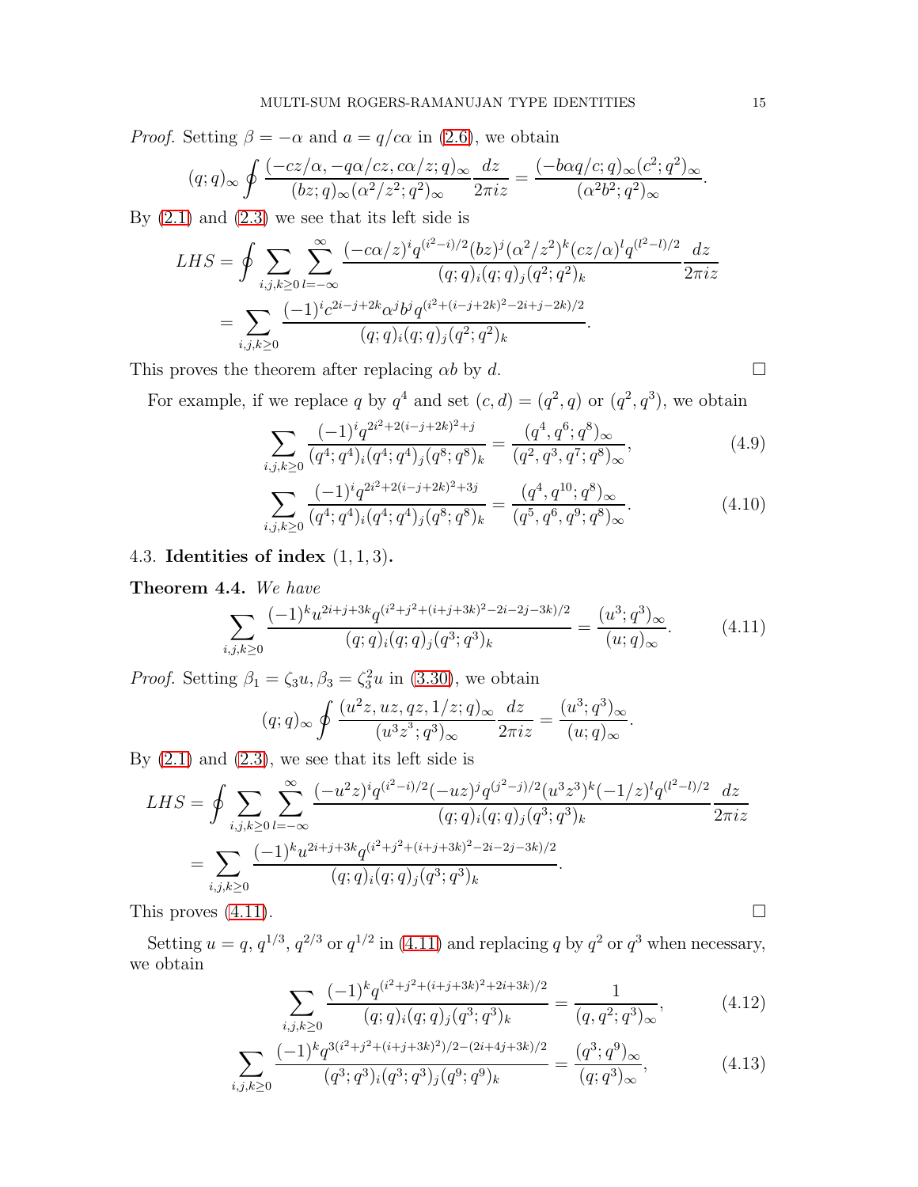*Proof.* Setting $\beta=-\alpha$ and $a=q/c\alpha$ in (2.6), we obtain

$$(q;q)_\infty \oint \frac{(-cz/\alpha,-q\alpha/cz,c\alpha/z;q)_\infty}{(bz;q)_\infty(\alpha^2/z^2;q^2)_\infty}\frac{dz}{2\pi iz}=\frac{(-b\alpha q/c;q)_\infty(c^2;q^2)_\infty}{(\alpha^2b^2;q^2)_\infty}.$$

By (2.1) and (2.3) we see that its left side is

$$\begin{aligned}LHS&=\oint \sum_{i,j,k\geq 0}\sum_{l=-\infty}^{\infty}\frac{(-c\alpha/z)^iq^{(i^2-i)/2}(bz)^j(\alpha^2/z^2)^k(cz/\alpha)^lq^{(l^2-l)/2}}{(q;q)_i(q;q)_j(q^2;q^2)_k}\frac{dz}{2\pi iz}\\&=\sum_{i,j,k\geq 0}\frac{(-1)^ic^{2i-j+2k}\alpha^jb^jq^{(i^2+(i-j+2k)^2-2i+j-2k)/2}}{(q;q)_i(q;q)_j(q^2;q^2)_k}.\end{aligned}$$

This proves the theorem after replacing $\alpha b$ by $d$. $\square$

For example, if we replace $q$ by $q^4$ and set $(c,d)=(q^2,q)$ or $(q^2,q^3)$, we obtain

$$\sum_{i,j,k\geq 0}\frac{(-1)^iq^{2i^2+2(i-j+2k)^2+j}}{(q^4;q^4)_i(q^4;q^4)_j(q^8;q^8)_k}=\frac{(q^4,q^6;q^8)_\infty}{(q^2,q^3,q^7;q^8)_\infty}, \tag{4.9}$$

$$\sum_{i,j,k\geq 0}\frac{(-1)^iq^{2i^2+2(i-j+2k)^2+3j}}{(q^4;q^4)_i(q^4;q^4)_j(q^8;q^8)_k}=\frac{(q^4,q^{10};q^8)_\infty}{(q^5,q^6,q^9;q^8)_\infty}. \tag{4.10}$$

### 4.3. Identities of index $(1,1,3)$.

**Theorem 4.4.** *We have*

$$\sum_{i,j,k\geq 0}\frac{(-1)^ku^{2i+j+3k}q^{(i^2+j^2+(i+j+3k)^2-2i-2j-3k)/2}}{(q;q)_i(q;q)_j(q^3;q^3)_k}=\frac{(u^3;q^3)_\infty}{(u;q)_\infty}. \tag{4.11}$$

*Proof.* Setting $\beta_1=\zeta_3u,\beta_3=\zeta_3^2u$ in (3.30), we obtain

$$(q;q)_\infty\oint\frac{(u^2z,uz,qz,1/z;q)_\infty}{(u^3z^3;q^3)_\infty}\frac{dz}{2\pi iz}=\frac{(u^3;q^3)_\infty}{(u;q)_\infty}.$$

By (2.1) and (2.3), we see that its left side is

$$\begin{aligned}LHS&=\oint\sum_{i,j,k\geq 0}\sum_{l=-\infty}^{\infty}\frac{(-u^2z)^iq^{(i^2-i)/2}(-uz)^jq^{(j^2-j)/2}(u^3z^3)^k(-1/z)^lq^{(l^2-l)/2}}{(q;q)_i(q;q)_j(q^3;q^3)_k}\frac{dz}{2\pi iz}\\&=\sum_{i,j,k\geq 0}\frac{(-1)^ku^{2i+j+3k}q^{(i^2+j^2+(i+j+3k)^2-2i-2j-3k)/2}}{(q;q)_i(q;q)_j(q^3;q^3)_k}.\end{aligned}$$

This proves (4.11). $\square$

Setting $u=q$, $q^{1/3}$, $q^{2/3}$ or $q^{1/2}$ in (4.11) and replacing $q$ by $q^2$ or $q^3$ when necessary, we obtain

$$\sum_{i,j,k\geq 0}\frac{(-1)^kq^{(i^2+j^2+(i+j+3k)^2+2i+3k)/2}}{(q;q)_i(q;q)_j(q^3;q^3)_k}=\frac{1}{(q,q^2;q^3)_\infty}, \tag{4.12}$$

$$\sum_{i,j,k\geq 0}\frac{(-1)^kq^{3(i^2+j^2+(i+j+3k)^2)/2-(2i+4j+3k)/2}}{(q^3;q^3)_i(q^3;q^3)_j(q^9;q^9)_k}=\frac{(q^3;q^9)_\infty}{(q;q^3)_\infty}, \tag{4.13}$$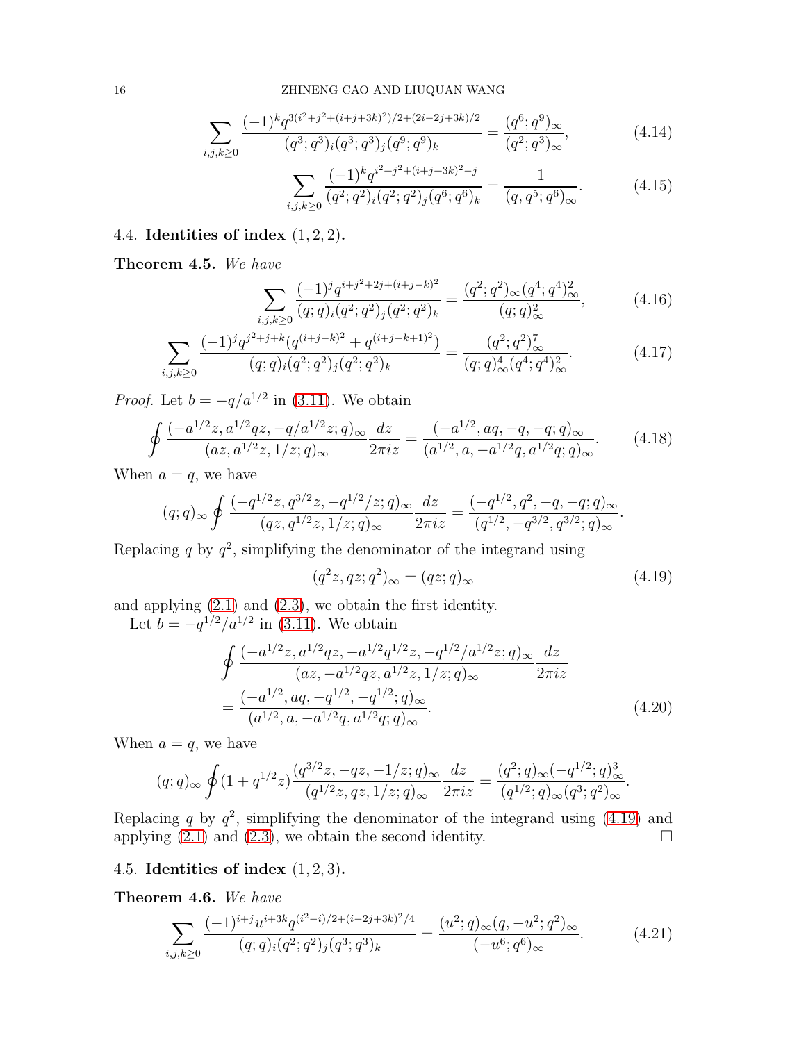$$\sum_{i,j,k\geq 0}\frac{(-1)^k q^{3(i^2+j^2+(i+j+3k)^2)/2+(2i-2j+3k)/2}}{(q^3;q^3)_i(q^3;q^3)_j(q^9;q^9)_k}=\frac{(q^6;q^9)_\infty}{(q^2;q^3)_\infty}, \tag{4.14}$$

$$\sum_{i,j,k\geq 0}\frac{(-1)^k q^{i^2+j^2+(i+j+3k)^2-j}}{(q^2;q^2)_i(q^2;q^2)_j(q^6;q^6)_k}=\frac{1}{(q,q^5;q^6)_\infty}. \tag{4.15}$$

## 4.4. Identities of index $(1,2,2)$.

**Theorem 4.5.** *We have*

$$\sum_{i,j,k\geq 0}\frac{(-1)^j q^{i+j^2+2j+(i+j-k)^2}}{(q;q)_i(q^2;q^2)_j(q^2;q^2)_k}=\frac{(q^2;q^2)_\infty(q^4;q^4)_\infty^2}{(q;q)_\infty^2}, \tag{4.16}$$

$$\sum_{i,j,k\geq 0}\frac{(-1)^j q^{j^2+j+k}(q^{(i+j-k)^2}+q^{(i+j-k+1)^2})}{(q;q)_i(q^2;q^2)_j(q^2;q^2)_k}=\frac{(q^2;q^2)_\infty^7}{(q;q)_\infty^4(q^4;q^4)_\infty^2}. \tag{4.17}$$

*Proof.* Let $b=-q/a^{1/2}$ in (3.11). We obtain

$$\oint \frac{(-a^{1/2}z,a^{1/2}qz,-q/a^{1/2}z;q)_\infty}{(az,a^{1/2}z,1/z;q)_\infty}\frac{dz}{2\pi iz}=\frac{(-a^{1/2},aq,-q,-q;q)_\infty}{(a^{1/2},a,-a^{1/2}q,a^{1/2}q;q)_\infty}. \tag{4.18}$$

When $a=q$, we have

$$(q;q)_\infty\oint \frac{(-q^{1/2}z,q^{3/2}z,-q^{1/2}/z;q)_\infty}{(qz,q^{1/2}z,1/z;q)_\infty}\frac{dz}{2\pi iz}=\frac{(-q^{1/2},q^2,-q,-q;q)_\infty}{(q^{1/2},-q^{3/2},q^{3/2};q)_\infty}.$$

Replacing $q$ by $q^2$, simplifying the denominator of the integrand using

$$(q^2z,qz;q^2)_\infty=(qz;q)_\infty \tag{4.19}$$

and applying (2.1) and (2.3), we obtain the first identity.

Let $b=-q^{1/2}/a^{1/2}$ in (3.11). We obtain

$$\begin{aligned}&\oint \frac{(-a^{1/2}z,a^{1/2}qz,-a^{1/2}q^{1/2}z,-q^{1/2}/a^{1/2}z;q)_\infty}{(az,-a^{1/2}qz,a^{1/2}z,1/z;q)_\infty}\frac{dz}{2\pi iz}\\&=\frac{(-a^{1/2},aq,-q^{1/2},-q^{1/2};q)_\infty}{(a^{1/2},a,-a^{1/2}q,a^{1/2}q;q)_\infty}.\end{aligned} \tag{4.20}$$

When $a=q$, we have

$$(q;q)_\infty\oint (1+q^{1/2}z)\frac{(q^{3/2}z,-qz,-1/z;q)_\infty}{(q^{1/2}z,qz,1/z;q)_\infty}\frac{dz}{2\pi iz}=\frac{(q^2;q)_\infty(-q^{1/2};q)_\infty^3}{(q^{1/2};q)_\infty(q^3;q^2)_\infty}.$$

Replacing $q$ by $q^2$, simplifying the denominator of the integrand using (4.19) and applying (2.1) and (2.3), we obtain the second identity. $\square$

## 4.5. Identities of index $(1,2,3)$.

**Theorem 4.6.** *We have*

$$\sum_{i,j,k\geq 0}\frac{(-1)^{i+j}u^{i+3k}q^{(i^2-i)/2+(i-2j+3k)^2/4}}{(q;q)_i(q^2;q^2)_j(q^3;q^3)_k}=\frac{(u^2;q)_\infty(q,-u^2;q^2)_\infty}{(-u^6;q^6)_\infty}. \tag{4.21}$$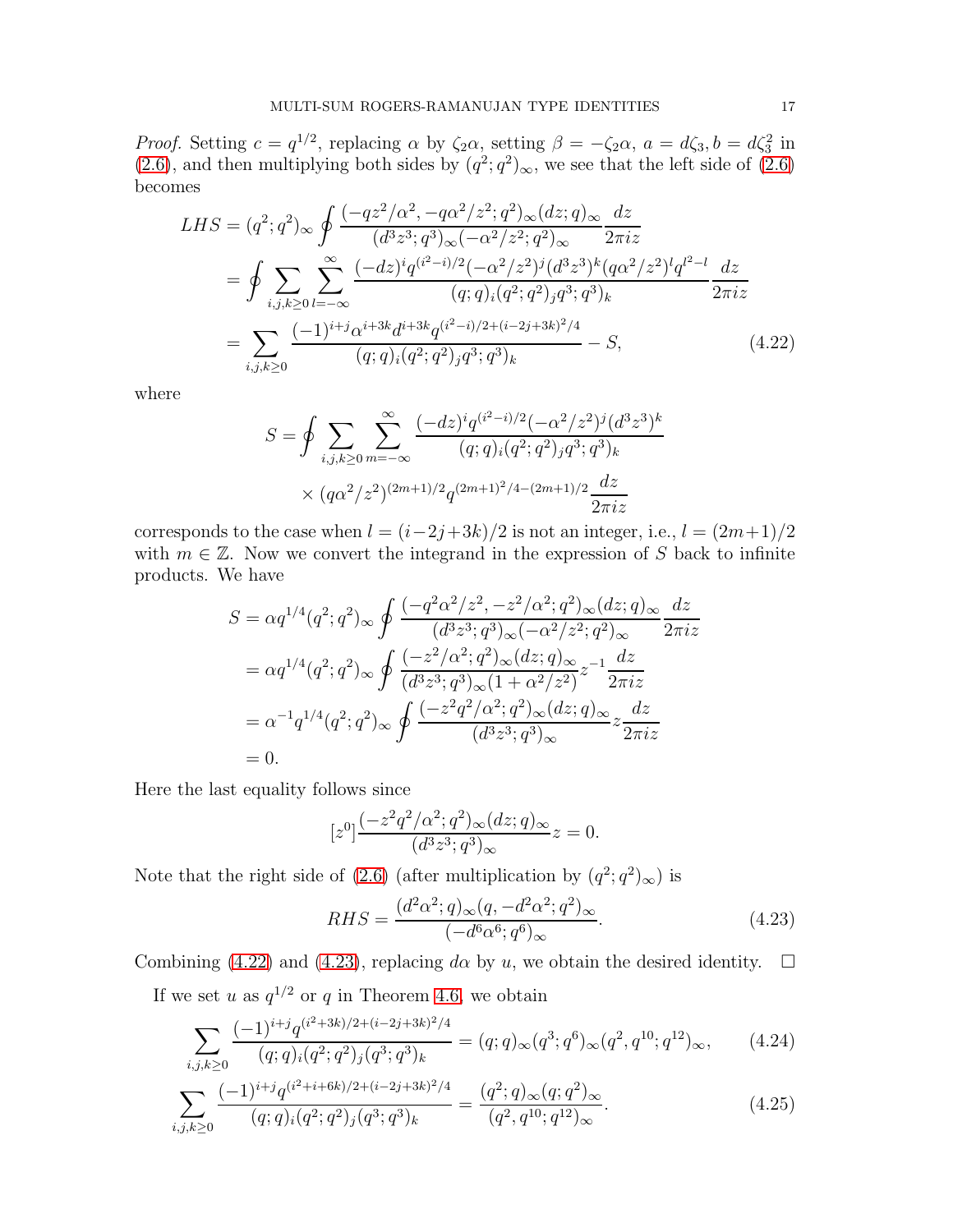*Proof.* Setting $c = q^{1/2}$, replacing $\alpha$ by $\zeta_2\alpha$, setting $\beta = -\zeta_2\alpha$, $a = d\zeta_3, b = d\zeta_3^2$ in (2.6), and then multiplying both sides by $(q^2;q^2)_\infty$, we see that the left side of (2.6) becomes

$$
\begin{aligned}
LHS &= (q^2;q^2)_\infty \oint \frac{(-qz^2/\alpha^2, -q\alpha^2/z^2;q^2)_\infty (dz;q)_\infty}{(d^3z^3;q^3)_\infty(-\alpha^2/z^2;q^2)_\infty}\frac{dz}{2\pi iz} \\
&= \oint \sum_{i,j,k\geq 0}\sum_{l=-\infty}^{\infty} \frac{(-dz)^i q^{(i^2-i)/2}(-\alpha^2/z^2)^j (d^3z^3)^k (q\alpha^2/z^2)^l q^{l^2-l}}{(q;q)_i(q^2;q^2)_j q^3;q^3)_k}\frac{dz}{2\pi iz} \\
&= \sum_{i,j,k\geq 0} \frac{(-1)^{i+j}\alpha^{i+3k}d^{i+3k}q^{(i^2-i)/2+(i-2j+3k)^2/4}}{(q;q)_i(q^2;q^2)_j q^3;q^3)_k} - S, \qquad (4.22)
\end{aligned}
$$

where

$$
\begin{aligned}
S = \oint \sum_{i,j,k\geq 0}\sum_{m=-\infty}^{\infty} &\frac{(-dz)^i q^{(i^2-i)/2}(-\alpha^2/z^2)^j(d^3z^3)^k}{(q;q)_i(q^2;q^2)_j q^3;q^3)_k} \\
&\times (q\alpha^2/z^2)^{(2m+1)/2}q^{(2m+1)^2/4-(2m+1)/2}\frac{dz}{2\pi iz}
\end{aligned}
$$

corresponds to the case when $l = (i-2j+3k)/2$ is not an integer, i.e., $l = (2m+1)/2$ with $m \in \mathbb{Z}$. Now we convert the integrand in the expression of $S$ back to infinite products. We have

$$
\begin{aligned}
S &= \alpha q^{1/4}(q^2;q^2)_\infty \oint \frac{(-q^2\alpha^2/z^2, -z^2/\alpha^2;q^2)_\infty (dz;q)_\infty}{(d^3z^3;q^3)_\infty(-\alpha^2/z^2;q^2)_\infty}\frac{dz}{2\pi iz} \\
&= \alpha q^{1/4}(q^2;q^2)_\infty \oint \frac{(-z^2/\alpha^2;q^2)_\infty (dz;q)_\infty}{(d^3z^3;q^3)_\infty(1+\alpha^2/z^2)} z^{-1}\frac{dz}{2\pi iz} \\
&= \alpha^{-1} q^{1/4}(q^2;q^2)_\infty \oint \frac{(-z^2q^2/\alpha^2;q^2)_\infty (dz;q)_\infty}{(d^3z^3;q^3)_\infty} z\frac{dz}{2\pi iz} \\
&= 0.
\end{aligned}
$$

Here the last equality follows since

$$
[z^0]\frac{(-z^2q^2/\alpha^2;q^2)_\infty (dz;q)_\infty}{(d^3z^3;q^3)_\infty}z = 0.
$$

Note that the right side of (2.6) (after multiplication by $(q^2;q^2)_\infty$) is

$$
RHS = \frac{(d^2\alpha^2;q)_\infty (q,-d^2\alpha^2;q^2)_\infty}{(-d^6\alpha^6;q^6)_\infty}. \qquad (4.23)
$$

Combining (4.22) and (4.23), replacing $d\alpha$ by $u$, we obtain the desired identity. $\square$

If we set $u$ as $q^{1/2}$ or $q$ in Theorem 4.6, we obtain

$$
\sum_{i,j,k\geq 0} \frac{(-1)^{i+j}q^{(i^2+3k)/2+(i-2j+3k)^2/4}}{(q;q)_i(q^2;q^2)_j(q^3;q^3)_k} = (q;q)_\infty(q^3;q^6)_\infty(q^2,q^{10};q^{12})_\infty, \qquad (4.24)
$$

$$
\sum_{i,j,k\geq 0} \frac{(-1)^{i+j}q^{(i^2+i+6k)/2+(i-2j+3k)^2/4}}{(q;q)_i(q^2;q^2)_j(q^3;q^3)_k} = \frac{(q^2;q)_\infty(q;q^2)_\infty}{(q^2,q^{10};q^{12})_\infty}. \qquad (4.25)
$$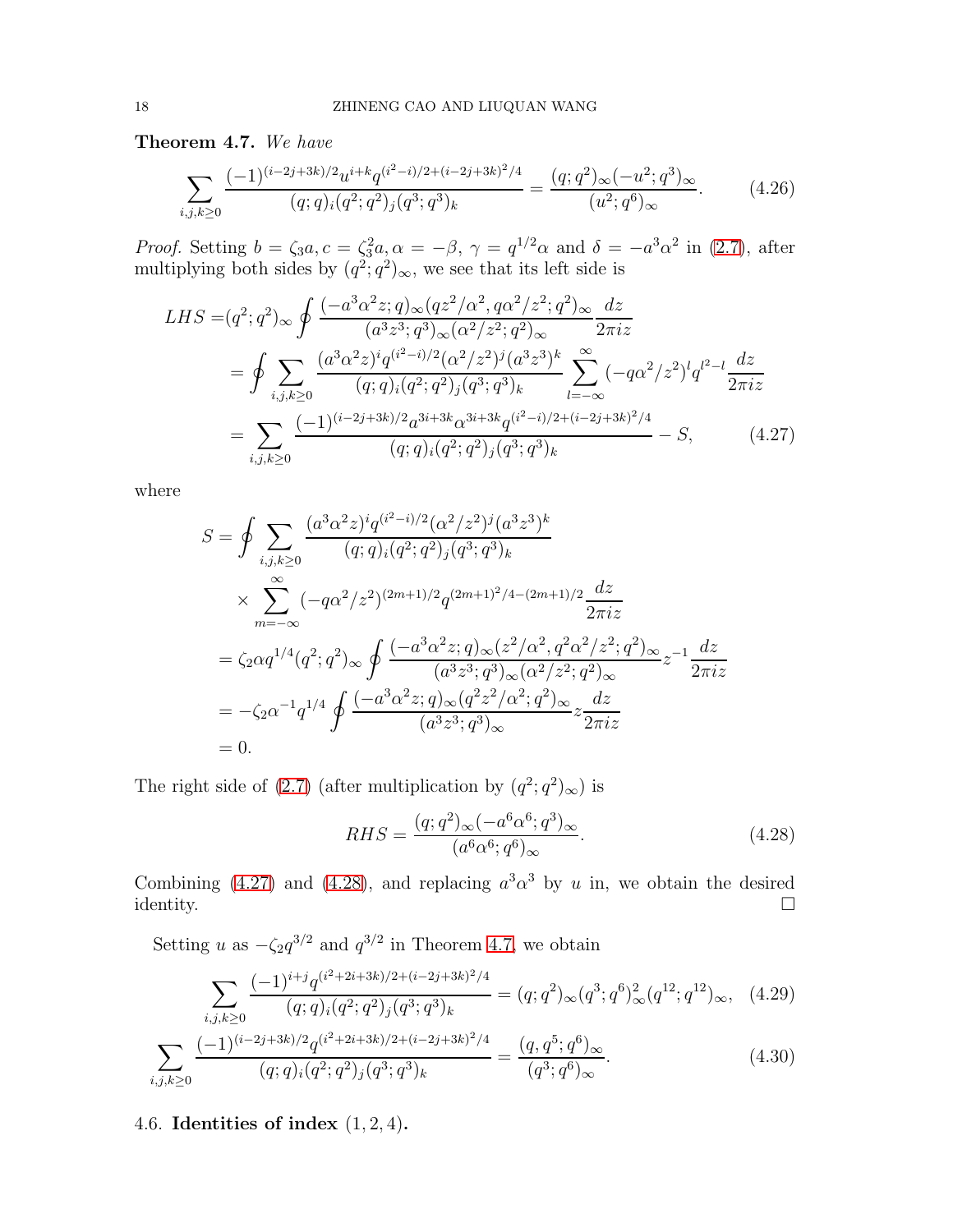**Theorem 4.7.** *We have*

$$\sum_{i,j,k\geq 0}\frac{(-1)^{(i-2j+3k)/2}u^{i+k}q^{(i^2-i)/2+(i-2j+3k)^2/4}}{(q;q)_i(q^2;q^2)_j(q^3;q^3)_k}=\frac{(q;q^2)_\infty(-u^2;q^3)_\infty}{(u^2;q^6)_\infty}. \tag{4.26}$$

*Proof.* Setting $b=\zeta_3 a, c=\zeta_3^2 a, \alpha=-\beta,\ \gamma=q^{1/2}\alpha$ and $\delta=-a^3\alpha^2$ in (2.7), after multiplying both sides by $(q^2;q^2)_\infty$, we see that its left side is

$$\begin{aligned}
LHS=&(q^2;q^2)_\infty\oint\frac{(-a^3\alpha^2z;q)_\infty(qz^2/\alpha^2,q\alpha^2/z^2;q^2)_\infty}{(a^3z^3;q^3)_\infty(\alpha^2/z^2;q^2)_\infty}\frac{dz}{2\pi iz}\\
&=\oint\sum_{i,j,k\geq 0}\frac{(a^3\alpha^2z)^iq^{(i^2-i)/2}(\alpha^2/z^2)^j(a^3z^3)^k}{(q;q)_i(q^2;q^2)_j(q^3;q^3)_k}\sum_{l=-\infty}^{\infty}(-q\alpha^2/z^2)^lq^{l^2-l}\frac{dz}{2\pi iz}\\
&=\sum_{i,j,k\geq 0}\frac{(-1)^{(i-2j+3k)/2}a^{3i+3k}\alpha^{3i+3k}q^{(i^2-i)/2+(i-2j+3k)^2/4}}{(q;q)_i(q^2;q^2)_j(q^3;q^3)_k}-S,
\end{aligned}\tag{4.27}$$

where

$$\begin{aligned}
S=&\oint\sum_{i,j,k\geq 0}\frac{(a^3\alpha^2z)^iq^{(i^2-i)/2}(\alpha^2/z^2)^j(a^3z^3)^k}{(q;q)_i(q^2;q^2)_j(q^3;q^3)_k}\\
&\times\sum_{m=-\infty}^{\infty}(-q\alpha^2/z^2)^{(2m+1)/2}q^{(2m+1)^2/4-(2m+1)/2}\frac{dz}{2\pi iz}\\
&=\zeta_2\alpha q^{1/4}(q^2;q^2)_\infty\oint\frac{(-a^3\alpha^2z;q)_\infty(z^2/\alpha^2,q^2\alpha^2/z^2;q^2)_\infty}{(a^3z^3;q^3)_\infty(\alpha^2/z^2;q^2)_\infty}z^{-1}\frac{dz}{2\pi iz}\\
&=-\zeta_2\alpha^{-1}q^{1/4}\oint\frac{(-a^3\alpha^2z;q)_\infty(q^2z^2/\alpha^2;q^2)_\infty}{(a^3z^3;q^3)_\infty}z\frac{dz}{2\pi iz}\\
&=0.
\end{aligned}$$

The right side of (2.7) (after multiplication by $(q^2;q^2)_\infty$) is

$$RHS=\frac{(q;q^2)_\infty(-a^6\alpha^6;q^3)_\infty}{(a^6\alpha^6;q^6)_\infty}. \tag{4.28}$$

Combining (4.27) and (4.28), and replacing $a^3\alpha^3$ by $u$ in, we obtain the desired identity. $\square$

Setting $u$ as $-\zeta_2q^{3/2}$ and $q^{3/2}$ in Theorem 4.7, we obtain

$$\sum_{i,j,k\geq 0}\frac{(-1)^{i+j}q^{(i^2+2i+3k)/2+(i-2j+3k)^2/4}}{(q;q)_i(q^2;q^2)_j(q^3;q^3)_k}=(q;q^2)_\infty(q^3;q^6)_\infty^2(q^{12};q^{12})_\infty, \tag{4.29}$$

$$\sum_{i,j,k\geq 0}\frac{(-1)^{(i-2j+3k)/2}q^{(i^2+2i+3k)/2+(i-2j+3k)^2/4}}{(q;q)_i(q^2;q^2)_j(q^3;q^3)_k}=\frac{(q,q^5;q^6)_\infty}{(q^3;q^6)_\infty}. \tag{4.30}$$

## 4.6. Identities of index $(1,2,4)$.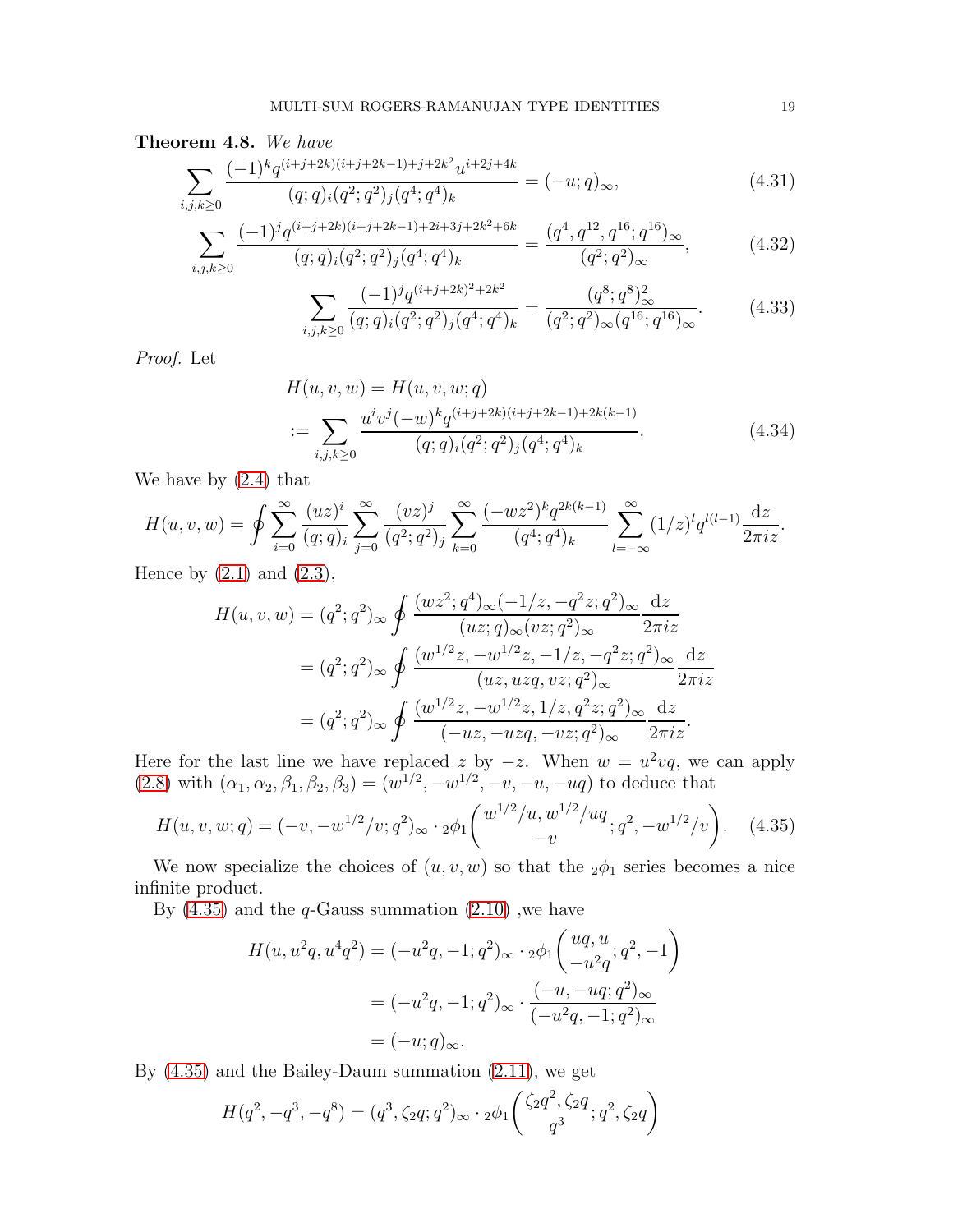**Theorem 4.8.** *We have*

$$\sum_{i,j,k\geq 0}\frac{(-1)^k q^{(i+j+2k)(i+j+2k-1)+j+2k^2}u^{i+2j+4k}}{(q;q)_i(q^2;q^2)_j(q^4;q^4)_k}=(-u;q)_\infty, \tag{4.31}$$

$$\sum_{i,j,k\geq 0}\frac{(-1)^j q^{(i+j+2k)(i+j+2k-1)+2i+3j+2k^2+6k}}{(q;q)_i(q^2;q^2)_j(q^4;q^4)_k}=\frac{(q^4,q^{12},q^{16};q^{16})_\infty}{(q^2;q^2)_\infty}, \tag{4.32}$$

$$\sum_{i,j,k\geq 0}\frac{(-1)^j q^{(i+j+2k)^2+2k^2}}{(q;q)_i(q^2;q^2)_j(q^4;q^4)_k}=\frac{(q^8;q^8)_\infty^2}{(q^2;q^2)_\infty(q^{16};q^{16})_\infty}. \tag{4.33}$$

*Proof.* Let

$$\begin{aligned}
H(u,v,w)&=H(u,v,w;q)\\
&:=\sum_{i,j,k\geq 0}\frac{u^iv^j(-w)^kq^{(i+j+2k)(i+j+2k-1)+2k(k-1)}}{(q;q)_i(q^2;q^2)_j(q^4;q^4)_k}.
\end{aligned} \tag{4.34}$$

We have by (2.4) that

$$H(u,v,w)=\oint \sum_{i=0}^\infty \frac{(uz)^i}{(q;q)_i}\sum_{j=0}^\infty \frac{(vz)^j}{(q^2;q^2)_j}\sum_{k=0}^\infty \frac{(-wz^2)^kq^{2k(k-1)}}{(q^4;q^4)_k}\sum_{l=-\infty}^\infty (1/z)^lq^{l(l-1)}\frac{\mathrm{d}z}{2\pi iz}.$$

Hence by (2.1) and (2.3),

$$\begin{aligned}
H(u,v,w)&=(q^2;q^2)_\infty\oint \frac{(wz^2;q^4)_\infty(-1/z,-q^2z;q^2)_\infty}{(uz;q)_\infty(vz;q^2)_\infty}\frac{\mathrm{d}z}{2\pi iz}\\
&=(q^2;q^2)_\infty\oint \frac{(w^{1/2}z,-w^{1/2}z,-1/z,-q^2z;q^2)_\infty}{(uz,uzq,vz;q^2)_\infty}\frac{\mathrm{d}z}{2\pi iz}\\
&=(q^2;q^2)_\infty\oint \frac{(w^{1/2}z,-w^{1/2}z,1/z,q^2z;q^2)_\infty}{(-uz,-uzq,-vz;q^2)_\infty}\frac{\mathrm{d}z}{2\pi iz}.
\end{aligned}$$

Here for the last line we have replaced $z$ by $-z$. When $w=u^2vq$, we can apply (2.8) with $(\alpha_1,\alpha_2,\beta_1,\beta_2,\beta_3)=(w^{1/2},-w^{1/2},-v,-u,-uq)$ to deduce that

$$H(u,v,w;q)=(-v,-w^{1/2}/v;q^2)_\infty\cdot {}_2\phi_1\left(\begin{gathered}w^{1/2}/u,w^{1/2}/uq\\ -v\end{gathered};q^2,-w^{1/2}/v\right). \tag{4.35}$$

We now specialize the choices of $(u,v,w)$ so that the ${}_2\phi_1$ series becomes a nice infinite product.

By (4.35) and the $q$-Gauss summation (2.10) ,we have

$$\begin{aligned}
H(u,u^2q,u^4q^2)&=(-u^2q,-1;q^2)_\infty\cdot {}_2\phi_1\left(\begin{gathered}uq,u\\ -u^2q\end{gathered};q^2,-1\right)\\
&=(-u^2q,-1;q^2)_\infty\cdot\frac{(-u,-uq;q^2)_\infty}{(-u^2q,-1;q^2)_\infty}\\
&=(-u;q)_\infty.
\end{aligned}$$

By (4.35) and the Bailey-Daum summation (2.11), we get

$$H(q^2,-q^3,-q^8)=(q^3,\zeta_2q;q^2)_\infty\cdot {}_2\phi_1\left(\begin{gathered}\zeta_2q^2,\zeta_2q\\ q^3\end{gathered};q^2,\zeta_2q\right)$$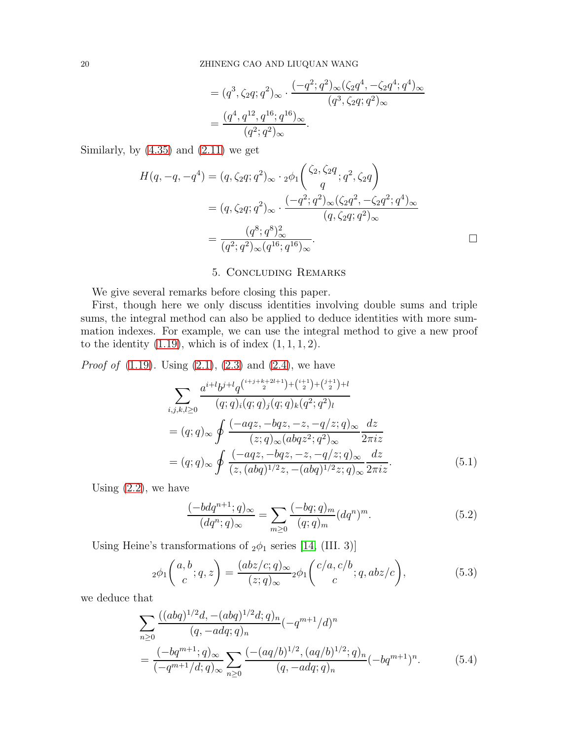$$
\begin{aligned}
&= (q^3, \zeta_2 q; q^2)_\infty \cdot \frac{(-q^2;q^2)_\infty (\zeta_2 q^4, -\zeta_2 q^4; q^4)_\infty}{(q^3, \zeta_2 q; q^2)_\infty} \\
&= \frac{(q^4, q^{12}, q^{16}; q^{16})_\infty}{(q^2;q^2)_\infty}.
\end{aligned}
$$

Similarly, by (4.35) and (2.11) we get

$$
\begin{aligned}
H(q,-q,-q^4) &= (q, \zeta_2 q; q^2)_\infty \cdot {}_2\phi_1\left(\begin{matrix}\zeta_2, \zeta_2 q \\ q\end{matrix}; q^2, \zeta_2 q\right) \\
&= (q, \zeta_2 q; q^2)_\infty \cdot \frac{(-q^2;q^2)_\infty (\zeta_2 q^2, -\zeta_2 q^2; q^4)_\infty}{(q, \zeta_2 q; q^2)_\infty} \\
&= \frac{(q^8;q^8)_\infty^2}{(q^2;q^2)_\infty (q^{16};q^{16})_\infty}. \qquad \square
\end{aligned}
$$

## 5. Concluding Remarks

We give several remarks before closing this paper.

First, though here we only discuss identities involving double sums and triple sums, the integral method can also be applied to deduce identities with more summation indexes. For example, we can use the integral method to give a new proof to the identity (1.19), which is of index $(1,1,1,2)$.

*Proof of* (1.19). Using (2.1), (2.3) and (2.4), we have

$$
\begin{aligned}
&\sum_{i,j,k,l\geq 0} \frac{a^{i+l} b^{j+l} q^{\binom{i+j+k+2l+1}{2}+\binom{i+1}{2}+\binom{j+1}{2}+l}}{(q;q)_i (q;q)_j (q;q)_k (q^2;q^2)_l} \\
&= (q;q)_\infty \oint \frac{(-aqz, -bqz, -z, -q/z; q)_\infty}{(z;q)_\infty (abqz^2; q^2)_\infty} \frac{dz}{2\pi i z} \\
&= (q;q)_\infty \oint \frac{(-aqz, -bqz, -z, -q/z; q)_\infty}{(z, (abq)^{1/2} z, -(abq)^{1/2} z; q)_\infty} \frac{dz}{2\pi i z}. \qquad (5.1)
\end{aligned}
$$

Using (2.2), we have

$$
\frac{(-bdq^{n+1};q)_\infty}{(dq^n;q)_\infty} = \sum_{m\geq 0} \frac{(-bq;q)_m}{(q;q)_m} (dq^n)^m. \qquad (5.2)
$$

Using Heine's transformations of ${}_2\phi_1$ series [14, (III. 3)]

$$
{}_2\phi_1\left(\begin{matrix}a, b \\ c\end{matrix}; q, z\right) = \frac{(abz/c;q)_\infty}{(z;q)_\infty} {}_2\phi_1\left(\begin{matrix}c/a, c/b \\ c\end{matrix}; q, abz/c\right), \qquad (5.3)
$$

we deduce that

$$
\begin{aligned}
&\sum_{n\geq 0} \frac{((abq)^{1/2} d, -(abq)^{1/2} d; q)_n}{(q, -adq; q)_n} (-q^{m+1}/d)^n \\
&= \frac{(-bq^{m+1};q)_\infty}{(-q^{m+1}/d;q)_\infty} \sum_{n\geq 0} \frac{(-(aq/b)^{1/2}, (aq/b)^{1/2}; q)_n}{(q, -adq; q)_n} (-bq^{m+1})^n. \qquad (5.4)
\end{aligned}
$$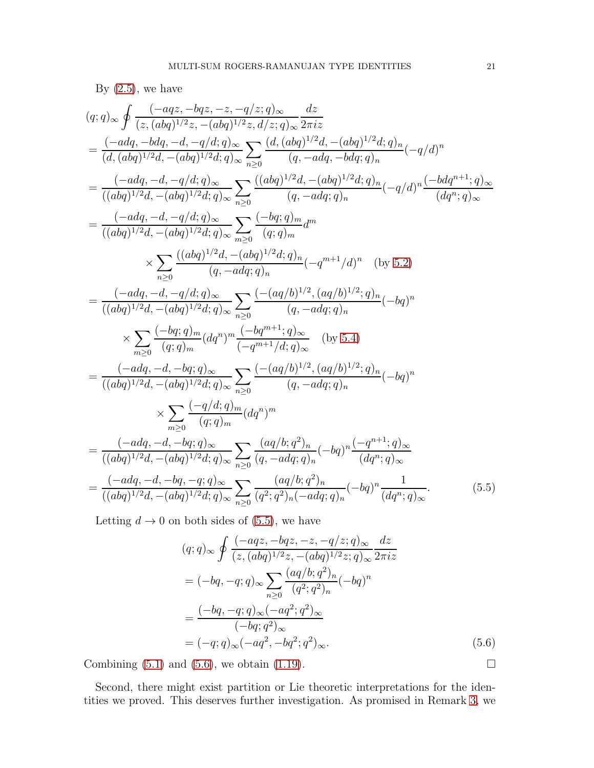By (2.5), we have

$$
\begin{aligned}
&(q;q)_\infty \oint \frac{(-aqz,-bqz,-z,-q/z;q)_\infty}{(z,(abq)^{1/2}z,-(abq)^{1/2}z,d/z;q)_\infty}\frac{dz}{2\pi iz} \\
&=\frac{(-adq,-bdq,-d,-q/d;q)_\infty}{(d,(abq)^{1/2}d,-(abq)^{1/2}d;q)_\infty}\sum_{n\geq 0}\frac{(d,(abq)^{1/2}d,-(abq)^{1/2}d;q)_n}{(q,-adq,-bdq;q)_n}(-q/d)^n \\
&=\frac{(-adq,-d,-q/d;q)_\infty}{((abq)^{1/2}d,-(abq)^{1/2}d;q)_\infty}\sum_{n\geq 0}\frac{((abq)^{1/2}d,-(abq)^{1/2}d;q)_n}{(q,-adq;q)_n}(-q/d)^n\frac{(-bdq^{n+1};q)_\infty}{(dq^n;q)_\infty} \\
&=\frac{(-adq,-d,-q/d;q)_\infty}{((abq)^{1/2}d,-(abq)^{1/2}d;q)_\infty}\sum_{m\geq 0}\frac{(-bq;q)_m}{(q;q)_m}d^m \\
&\qquad\times\sum_{n\geq 0}\frac{((abq)^{1/2}d,-(abq)^{1/2}d;q)_n}{(q,-adq;q)_n}(-q^{m+1}/d)^n \quad (\text{by } 5.2) \\
&=\frac{(-adq,-d,-q/d;q)_\infty}{((abq)^{1/2}d,-(abq)^{1/2}d;q)_\infty}\sum_{n\geq 0}\frac{(-(aq/b)^{1/2},(aq/b)^{1/2};q)_n}{(q,-adq;q)_n}(-bq)^n \\
&\qquad\times\sum_{m\geq 0}\frac{(-bq;q)_m}{(q;q)_m}(dq^n)^m\frac{(-bq^{m+1};q)_\infty}{(-q^{m+1}/d;q)_\infty} \quad (\text{by } 5.4) \\
&=\frac{(-adq,-d,-bq;q)_\infty}{((abq)^{1/2}d,-(abq)^{1/2}d;q)_\infty}\sum_{n\geq 0}\frac{(-(aq/b)^{1/2},(aq/b)^{1/2};q)_n}{(q,-adq;q)_n}(-bq)^n \\
&\qquad\times\sum_{m\geq 0}\frac{(-q/d;q)_m}{(q;q)_m}(dq^n)^m \\
&=\frac{(-adq,-d,-bq;q)_\infty}{((abq)^{1/2}d,-(abq)^{1/2}d;q)_\infty}\sum_{n\geq 0}\frac{(aq/b;q^2)_n}{(q,-adq;q)_n}(-bq)^n\frac{(-q^{n+1};q)_\infty}{(dq^n;q)_\infty} \\
&=\frac{(-adq,-d,-bq,-q;q)_\infty}{((abq)^{1/2}d,-(abq)^{1/2}d;q)_\infty}\sum_{n\geq 0}\frac{(aq/b;q^2)_n}{(q^2;q^2)_n(-adq;q)_n}(-bq)^n\frac{1}{(dq^n;q)_\infty}. \qquad (5.5)
\end{aligned}
$$

Letting $d\to 0$ on both sides of (5.5), we have

$$
\begin{aligned}
&(q;q)_\infty \oint \frac{(-aqz,-bqz,-z,-q/z;q)_\infty}{(z,(abq)^{1/2}z,-(abq)^{1/2}z;q)_\infty}\frac{dz}{2\pi iz} \\
&=(-bq,-q;q)_\infty\sum_{n\geq 0}\frac{(aq/b;q^2)_n}{(q^2;q^2)_n}(-bq)^n \\
&=\frac{(-bq,-q;q)_\infty(-aq^2;q^2)_\infty}{(-bq;q^2)_\infty} \\
&=(-q;q)_\infty(-aq^2,-bq^2;q^2)_\infty. \qquad (5.6)
\end{aligned}
$$

Combining (5.1) and (5.6), we obtain (1.19). $\square$

Second, there might exist partition or Lie theoretic interpretations for the identities we proved. This deserves further investigation. As promised in Remark 3, we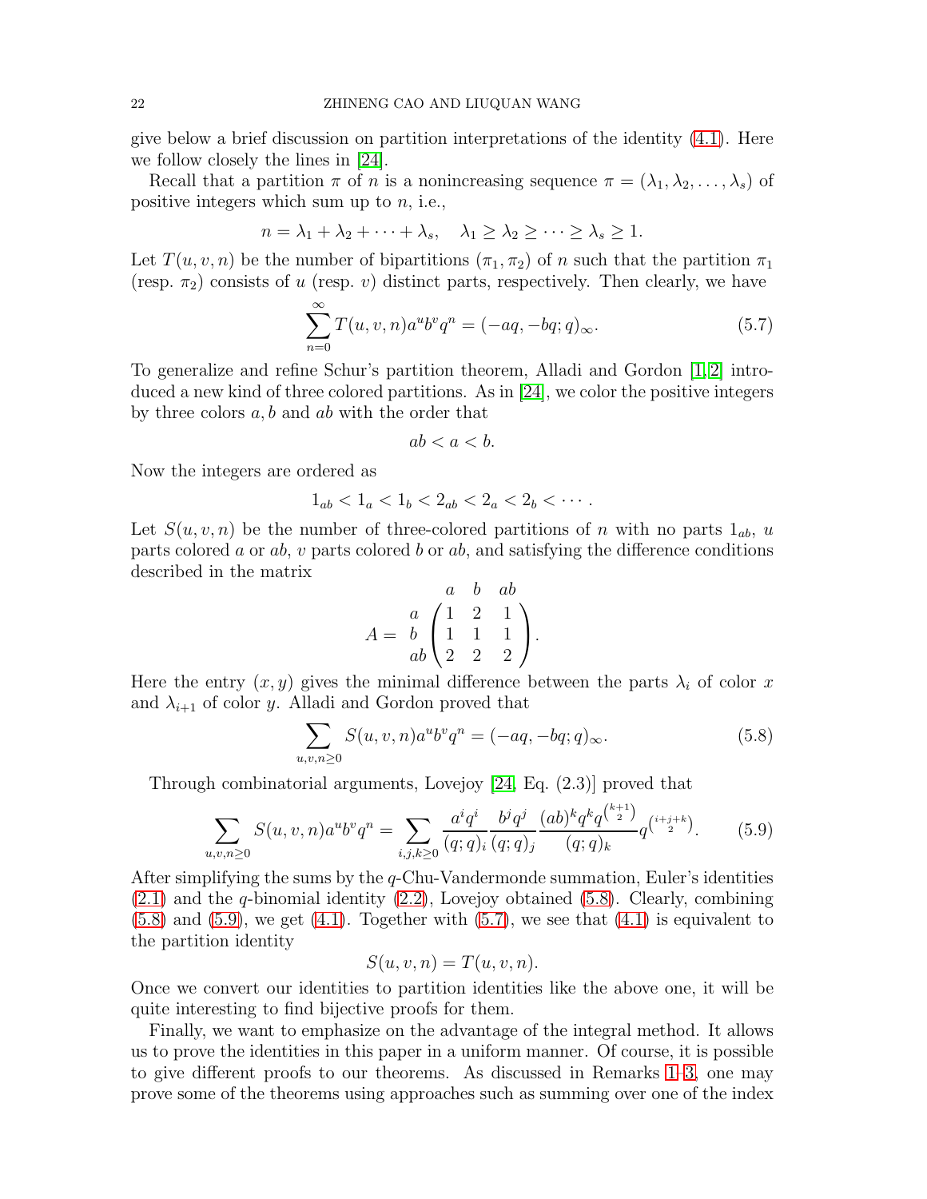give below a brief discussion on partition interpretations of the identity (4.1). Here we follow closely the lines in [24].

Recall that a partition $\pi$ of $n$ is a nonincreasing sequence $\pi = (\lambda_1, \lambda_2, \dots, \lambda_s)$ of positive integers which sum up to $n$, i.e.,

$$n = \lambda_1 + \lambda_2 + \cdots + \lambda_s, \quad \lambda_1 \geq \lambda_2 \geq \cdots \geq \lambda_s \geq 1.$$

Let $T(u, v, n)$ be the number of bipartitions $(\pi_1, \pi_2)$ of $n$ such that the partition $\pi_1$ (resp. $\pi_2$) consists of $u$ (resp. $v$) distinct parts, respectively. Then clearly, we have

$$\sum_{n=0}^{\infty} T(u, v, n) a^u b^v q^n = (-aq, -bq; q)_\infty. \tag{5.7}$$

To generalize and refine Schur's partition theorem, Alladi and Gordon [1,2] introduced a new kind of three colored partitions. As in [24], we color the positive integers by three colors $a, b$ and $ab$ with the order that

$$ab < a < b.$$

Now the integers are ordered as

$$1_{ab} < 1_a < 1_b < 2_{ab} < 2_a < 2_b < \cdots.$$

Let $S(u, v, n)$ be the number of three-colored partitions of $n$ with no parts $1_{ab}$, $u$ parts colored $a$ or $ab$, $v$ parts colored $b$ or $ab$, and satisfying the difference conditions described in the matrix

$$A = \begin{array}{c} \\ a \\ b \\ ab \end{array} \begin{array}{c} \begin{array}{ccc} a & b & ab \end{array} \\ \begin{pmatrix} 1 & 2 & 1 \\ 1 & 1 & 1 \\ 2 & 2 & 2 \end{pmatrix} \end{array}.$$

Here the entry $(x, y)$ gives the minimal difference between the parts $\lambda_i$ of color $x$ and $\lambda_{i+1}$ of color $y$. Alladi and Gordon proved that

$$\sum_{u,v,n \geq 0} S(u, v, n) a^u b^v q^n = (-aq, -bq; q)_\infty. \tag{5.8}$$

Through combinatorial arguments, Lovejoy [24, Eq. (2.3)] proved that

$$\sum_{u,v,n \geq 0} S(u, v, n) a^u b^v q^n = \sum_{i,j,k \geq 0} \frac{a^i q^i}{(q;q)_i} \frac{b^j q^j}{(q;q)_j} \frac{(ab)^k q^k q^{\binom{k+1}{2}}}{(q;q)_k} q^{\binom{i+j+k}{2}}. \tag{5.9}$$

After simplifying the sums by the $q$-Chu-Vandermonde summation, Euler's identities (2.1) and the $q$-binomial identity (2.2), Lovejoy obtained (5.8). Clearly, combining (5.8) and (5.9), we get (4.1). Together with (5.7), we see that (4.1) is equivalent to the partition identity

$$S(u, v, n) = T(u, v, n).$$

Once we convert our identities to partition identities like the above one, it will be quite interesting to find bijective proofs for them.

Finally, we want to emphasize on the advantage of the integral method. It allows us to prove the identities in this paper in a uniform manner. Of course, it is possible to give different proofs to our theorems. As discussed in Remarks 1–3, one may prove some of the theorems using approaches such as summing over one of the index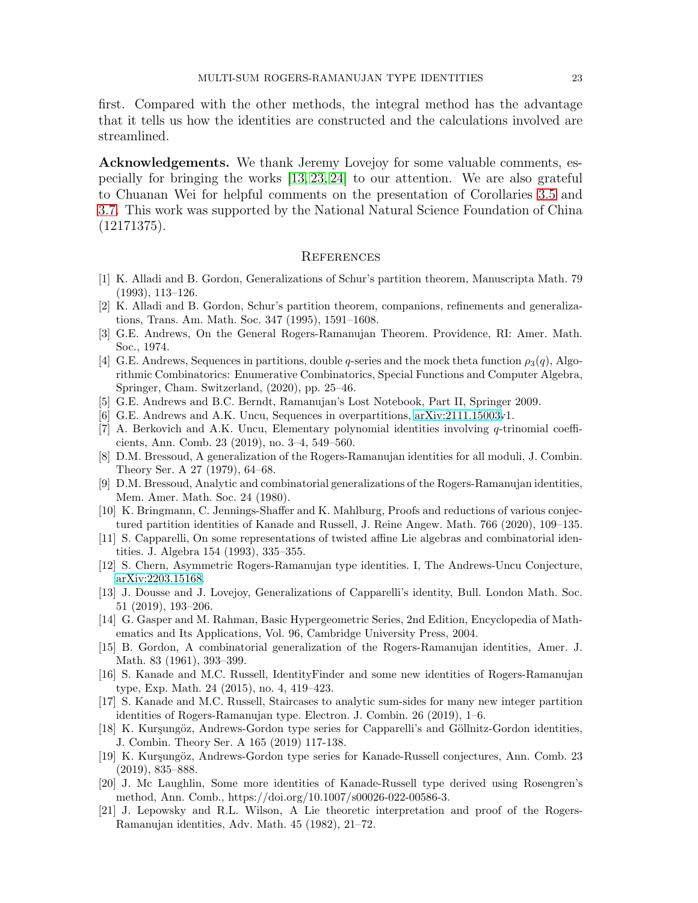first. Compared with the other methods, the integral method has the advantage that it tells us how the identities are constructed and the calculations involved are streamlined.

**Acknowledgements.** We thank Jeremy Lovejoy for some valuable comments, especially for bringing the works [13, 23, 24] to our attention. We are also grateful to Chuanan Wei for helpful comments on the presentation of Corollaries 3.5 and 3.7. This work was supported by the National Natural Science Foundation of China (12171375).

## References

[1] K. Alladi and B. Gordon, Generalizations of Schur's partition theorem, Manuscripta Math. 79 (1993), 113–126.

[2] K. Alladi and B. Gordon, Schur's partition theorem, companions, refinements and generalizations, Trans. Am. Math. Soc. 347 (1995), 1591–1608.

[3] G.E. Andrews, On the General Rogers-Ramanujan Theorem. Providence, RI: Amer. Math. Soc., 1974.

[4] G.E. Andrews, Sequences in partitions, double $q$-series and the mock theta function $\rho_3(q)$, Algorithmic Combinatorics: Enumerative Combinatorics, Special Functions and Computer Algebra, Springer, Cham. Switzerland, (2020), pp. 25–46.

[5] G.E. Andrews and B.C. Berndt, Ramanujan's Lost Notebook, Part II, Springer 2009.

[6] G.E. Andrews and A.K. Uncu, Sequences in overpartitions, arXiv:2111.15003v1.

[7] A. Berkovich and A.K. Uncu, Elementary polynomial identities involving $q$-trinomial coefficients, Ann. Comb. 23 (2019), no. 3–4, 549–560.

[8] D.M. Bressoud, A generalization of the Rogers-Ramanujan identities for all moduli, J. Combin. Theory Ser. A 27 (1979), 64–68.

[9] D.M. Bressoud, Analytic and combinatorial generalizations of the Rogers-Ramanujan identities, Mem. Amer. Math. Soc. 24 (1980).

[10] K. Bringmann, C. Jennings-Shaffer and K. Mahlburg, Proofs and reductions of various conjectured partition identities of Kanade and Russell, J. Reine Angew. Math. 766 (2020), 109–135.

[11] S. Capparelli, On some representations of twisted affine Lie algebras and combinatorial identities. J. Algebra 154 (1993), 335–355.

[12] S. Chern, Asymmetric Rogers-Ramanujan type identities. I, The Andrews-Uncu Conjecture, arXiv:2203.15168.

[13] J. Dousse and J. Lovejoy, Generalizations of Capparelli's identity, Bull. London Math. Soc. 51 (2019), 193–206.

[14] G. Gasper and M. Rahman, Basic Hypergeometric Series, 2nd Edition, Encyclopedia of Mathematics and Its Applications, Vol. 96, Cambridge University Press, 2004.

[15] B. Gordon, A combinatorial generalization of the Rogers-Ramanujan identities, Amer. J. Math. 83 (1961), 393–399.

[16] S. Kanade and M.C. Russell, IdentityFinder and some new identities of Rogers-Ramanujan type, Exp. Math. 24 (2015), no. 4, 419–423.

[17] S. Kanade and M.C. Russell, Staircases to analytic sum-sides for many new integer partition identities of Rogers-Ramanujan type. Electron. J. Combin. 26 (2019), 1–6.

[18] K. Kurşungöz, Andrews-Gordon type series for Capparelli's and Göllnitz-Gordon identities, J. Combin. Theory Ser. A 165 (2019) 117-138.

[19] K. Kurşungöz, Andrews-Gordon type series for Kanade-Russell conjectures, Ann. Comb. 23 (2019), 835–888.

[20] J. Mc Laughlin, Some more identities of Kanade-Russell type derived using Rosengren's method, Ann. Comb., https://doi.org/10.1007/s00026-022-00586-3.

[21] J. Lepowsky and R.L. Wilson, A Lie theoretic interpretation and proof of the Rogers-Ramanujan identities, Adv. Math. 45 (1982), 21–72.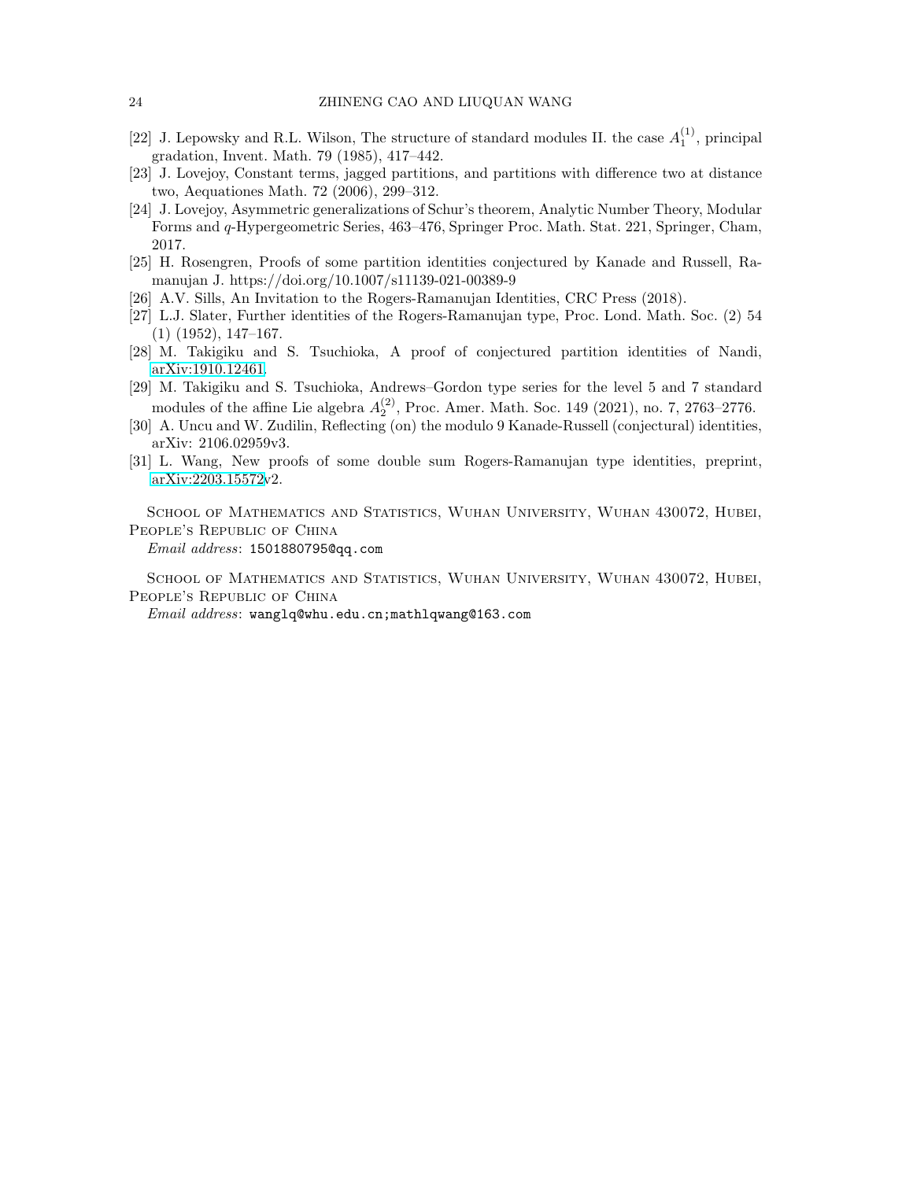[22] J. Lepowsky and R.L. Wilson, The structure of standard modules II. the case $A_1^{(1)}$, principal gradation, Invent. Math. 79 (1985), 417–442.

[23] J. Lovejoy, Constant terms, jagged partitions, and partitions with difference two at distance two, Aequationes Math. 72 (2006), 299–312.

[24] J. Lovejoy, Asymmetric generalizations of Schur's theorem, Analytic Number Theory, Modular Forms and $q$-Hypergeometric Series, 463–476, Springer Proc. Math. Stat. 221, Springer, Cham, 2017.

[25] H. Rosengren, Proofs of some partition identities conjectured by Kanade and Russell, Ramanujan J. https://doi.org/10.1007/s11139-021-00389-9

[26] A.V. Sills, An Invitation to the Rogers-Ramanujan Identities, CRC Press (2018).

[27] L.J. Slater, Further identities of the Rogers-Ramanujan type, Proc. Lond. Math. Soc. (2) 54 (1) (1952), 147–167.

[28] M. Takigiku and S. Tsuchioka, A proof of conjectured partition identities of Nandi, arXiv:1910.12461.

[29] M. Takigiku and S. Tsuchioka, Andrews–Gordon type series for the level 5 and 7 standard modules of the affine Lie algebra $A_2^{(2)}$, Proc. Amer. Math. Soc. 149 (2021), no. 7, 2763–2776.

[30] A. Uncu and W. Zudilin, Reflecting (on) the modulo 9 Kanade-Russell (conjectural) identities, arXiv: 2106.02959v3.

[31] L. Wang, New proofs of some double sum Rogers-Ramanujan type identities, preprint, arXiv:2203.15572v2.

School of Mathematics and Statistics, Wuhan University, Wuhan 430072, Hubei, People's Republic of China

*Email address*: 1501880795@qq.com

School of Mathematics and Statistics, Wuhan University, Wuhan 430072, Hubei, People's Republic of China

*Email address*: wanglq@whu.edu.cn;mathlqwang@163.com